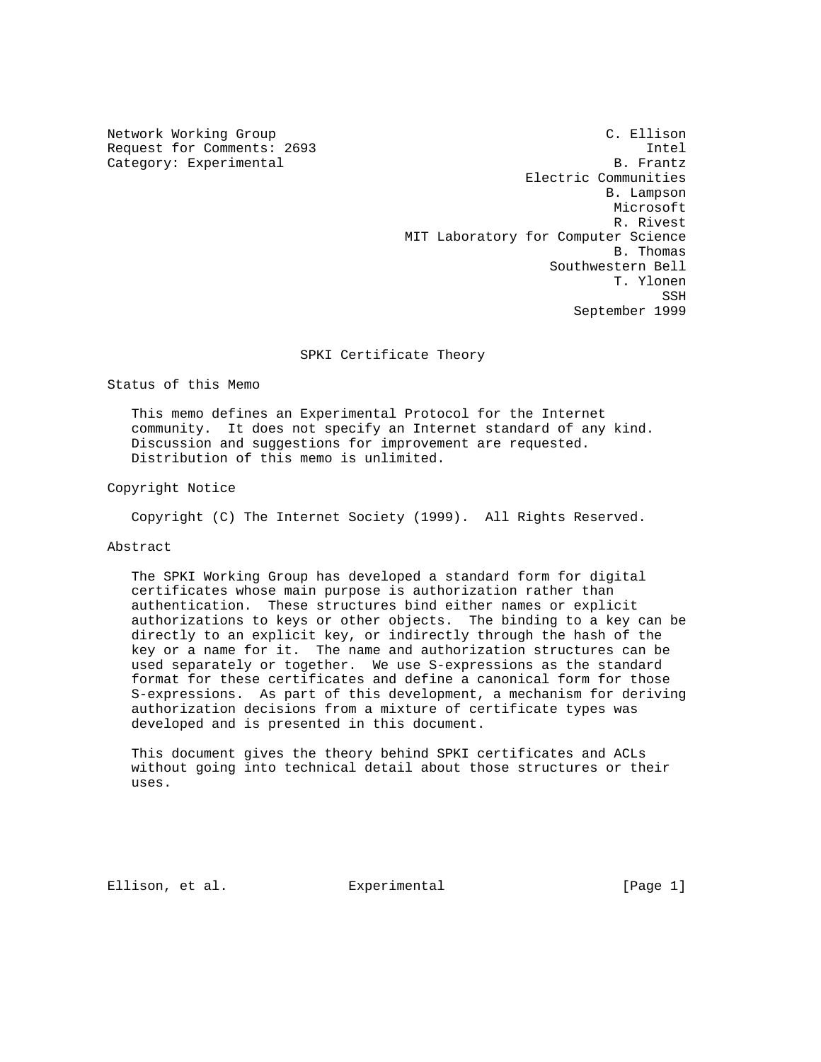Network Working Group  
Request for Comments: 2693  
Category: Experimental

C. Ellison, Intel  
B. Frantz, Electric Communities  
B. Lampson, Microsoft  
R. Rivest, MIT Laboratory for Computer Science  
B. Thomas, Southwestern Bell  
T. Ylonen, SSH

September 1999

# SPKI Certificate Theory

## Status of this Memo

This memo defines an Experimental Protocol for the Internet community. It does not specify an Internet standard of any kind. Discussion and suggestions for improvement are requested. Distribution of this memo is unlimited.

## Copyright Notice

Copyright (C) The Internet Society (1999). All Rights Reserved.

## Abstract

The SPKI Working Group has developed a standard form for digital certificates whose main purpose is authorization rather than authentication. These structures bind either names or explicit authorizations to keys or other objects. The binding to a key can be directly to an explicit key, or indirectly through the hash of the key or a name for it. The name and authorization structures can be used separately or together. We use S-expressions as the standard format for these certificates and define a canonical form for those S-expressions. As part of this development, a mechanism for deriving authorization decisions from a mixture of certificate types was developed and is presented in this document.

This document gives the theory behind SPKI certificates and ACLs without going into technical detail about those structures or their uses.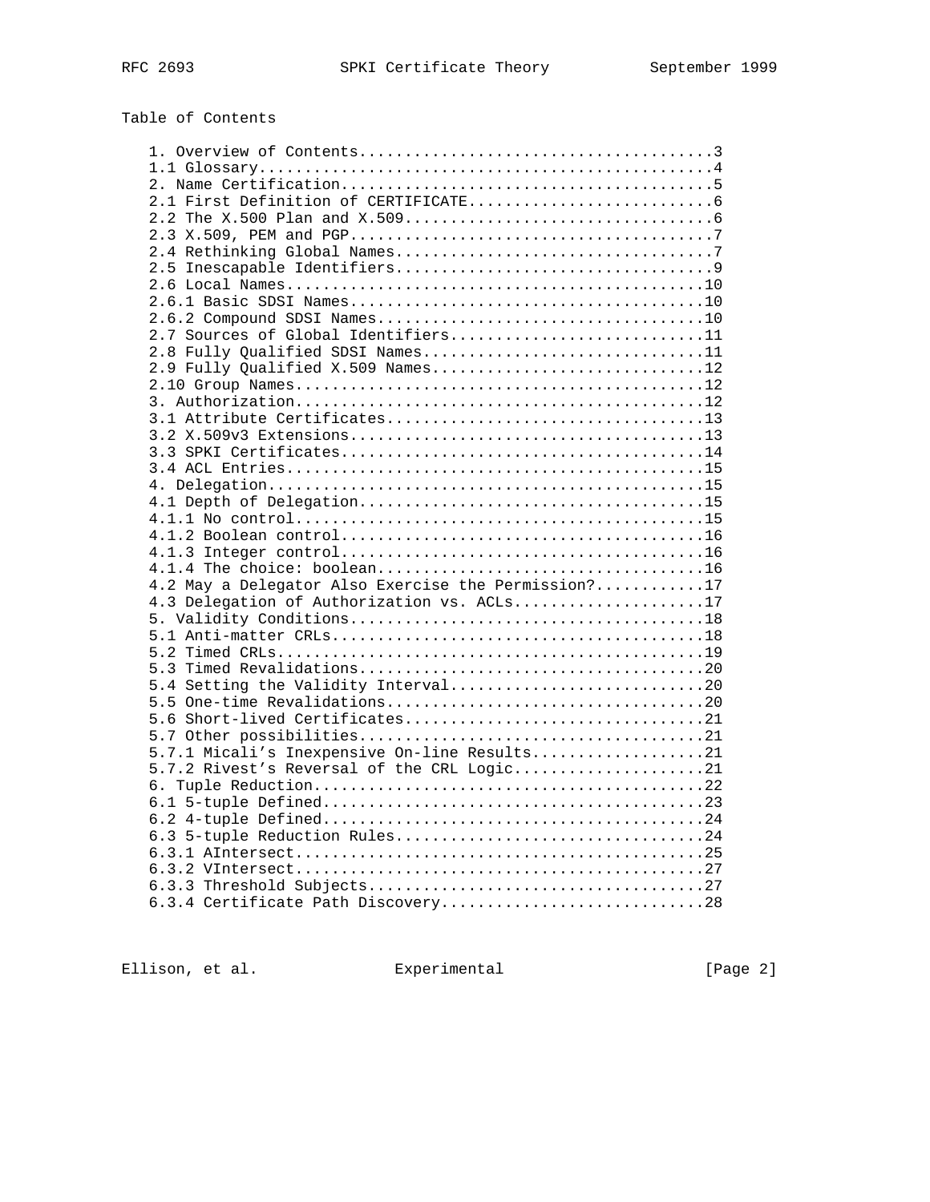Table of Contents

```
   1. Overview of Contents.......................................3
   1.1 Glossary..................................................4
   2. Name Certification.........................................5
   2.1 First Definition of CERTIFICATE...........................6
   2.2 The X.500 Plan and X.509..................................6
   2.3 X.509, PEM and PGP........................................7
   2.4 Rethinking Global Names...................................7
   2.5 Inescapable Identifiers...................................9
   2.6 Local Names..............................................10
   2.6.1 Basic SDSI Names.......................................10
   2.6.2 Compound SDSI Names....................................10
   2.7 Sources of Global Identifiers............................11
   2.8 Fully Qualified SDSI Names...............................11
   2.9 Fully Qualified X.509 Names..............................12
   2.10 Group Names.............................................12
   3. Authorization.............................................12
   3.1 Attribute Certificates...................................13
   3.2 X.509v3 Extensions.......................................13
   3.3 SPKI Certificates........................................14
   3.4 ACL Entries..............................................15
   4. Delegation................................................15
   4.1 Depth of Delegation......................................15
   4.1.1 No control.............................................15
   4.1.2 Boolean control........................................16
   4.1.3 Integer control........................................16
   4.1.4 The choice: boolean....................................16
   4.2 May a Delegator Also Exercise the Permission?............17
   4.3 Delegation of Authorization vs. ACLs.....................17
   5. Validity Conditions.......................................18
   5.1 Anti-matter CRLs.........................................18
   5.2 Timed CRLs...............................................19
   5.3 Timed Revalidations......................................20
   5.4 Setting the Validity Interval............................20
   5.5 One-time Revalidations...................................20
   5.6 Short-lived Certificates.................................21
   5.7 Other possibilities......................................21
   5.7.1 Micali's Inexpensive On-line Results...................21
   5.7.2 Rivest's Reversal of the CRL Logic.....................21
   6. Tuple Reduction...........................................22
   6.1 5-tuple Defined..........................................23
   6.2 4-tuple Defined..........................................24
   6.3 5-tuple Reduction Rules..................................24
   6.3.1 AIntersect.............................................25
   6.3.2 VIntersect.............................................27
   6.3.3 Threshold Subjects.....................................27
   6.3.4 Certificate Path Discovery.............................28
```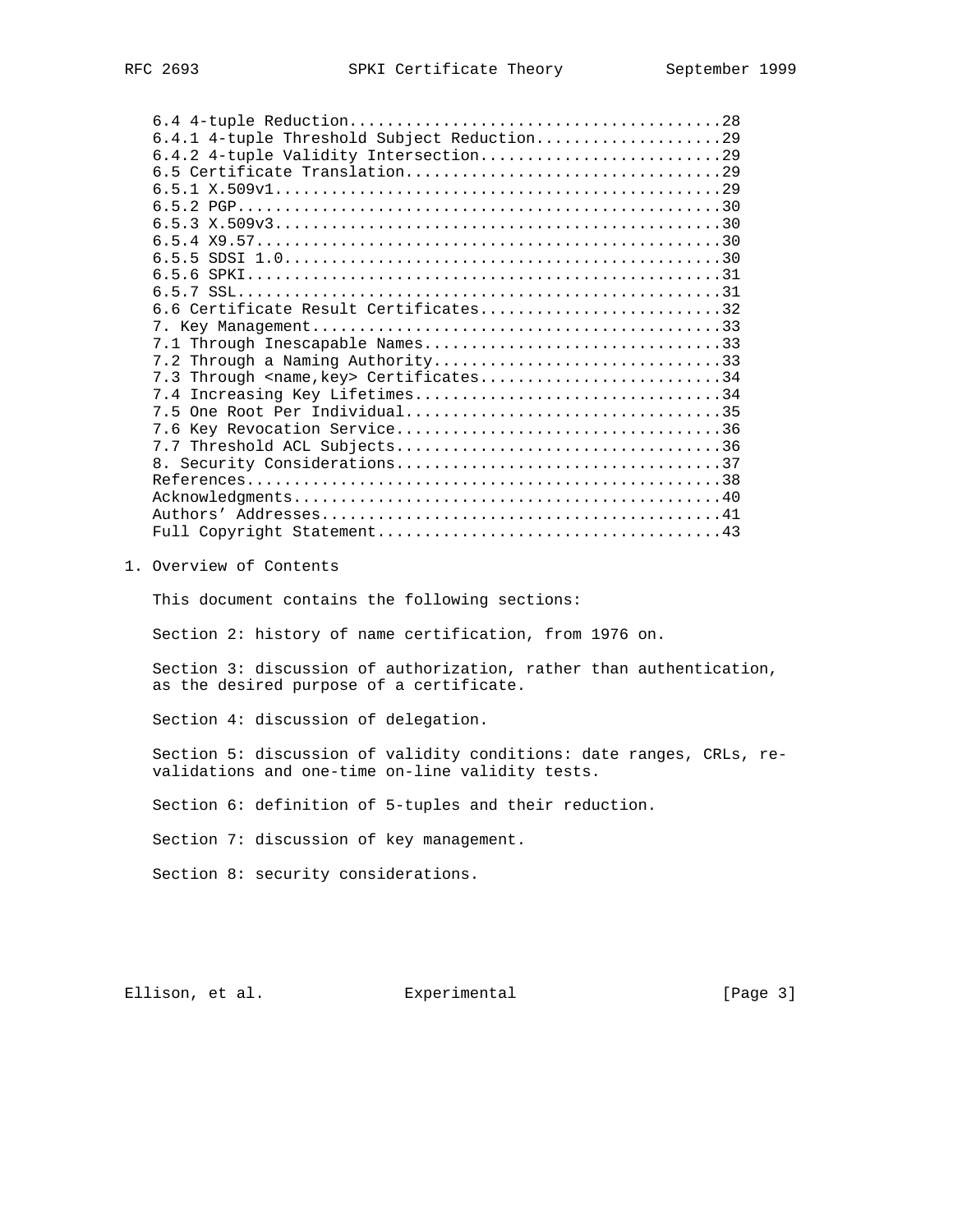6.4 4-tuple Reduction.......................................28
6.4.1 4-tuple Threshold Subject Reduction....................29
6.4.2 4-tuple Validity Intersection..........................29
6.5 Certificate Translation.................................29
6.5.1 X.509v1...............................................29
6.5.2 PGP...................................................30
6.5.3 X.509v3...............................................30
6.5.4 X9.57.................................................30
6.5.5 SDSI 1.0..............................................30
6.5.6 SPKI..................................................31
6.5.7 SSL...................................................31
6.6 Certificate Result Certificates..........................32
7. Key Management............................................33
7.1 Through Inescapable Names................................33
7.2 Through a Naming Authority...............................33
7.3 Through <name,key> Certificates..........................34
7.4 Increasing Key Lifetimes.................................34
7.5 One Root Per Individual..................................35
7.6 Key Revocation Service...................................36
7.7 Threshold ACL Subjects...................................36
8. Security Considerations...................................37
References...................................................38
Acknowledgments..............................................40
Authors' Addresses...........................................41
Full Copyright Statement.....................................43

## 1. Overview of Contents

This document contains the following sections:

Section 2: history of name certification, from 1976 on.

Section 3: discussion of authorization, rather than authentication, as the desired purpose of a certificate.

Section 4: discussion of delegation.

Section 5: discussion of validity conditions: date ranges, CRLs, re-validations and one-time on-line validity tests.

Section 6: definition of 5-tuples and their reduction.

Section 7: discussion of key management.

Section 8: security considerations.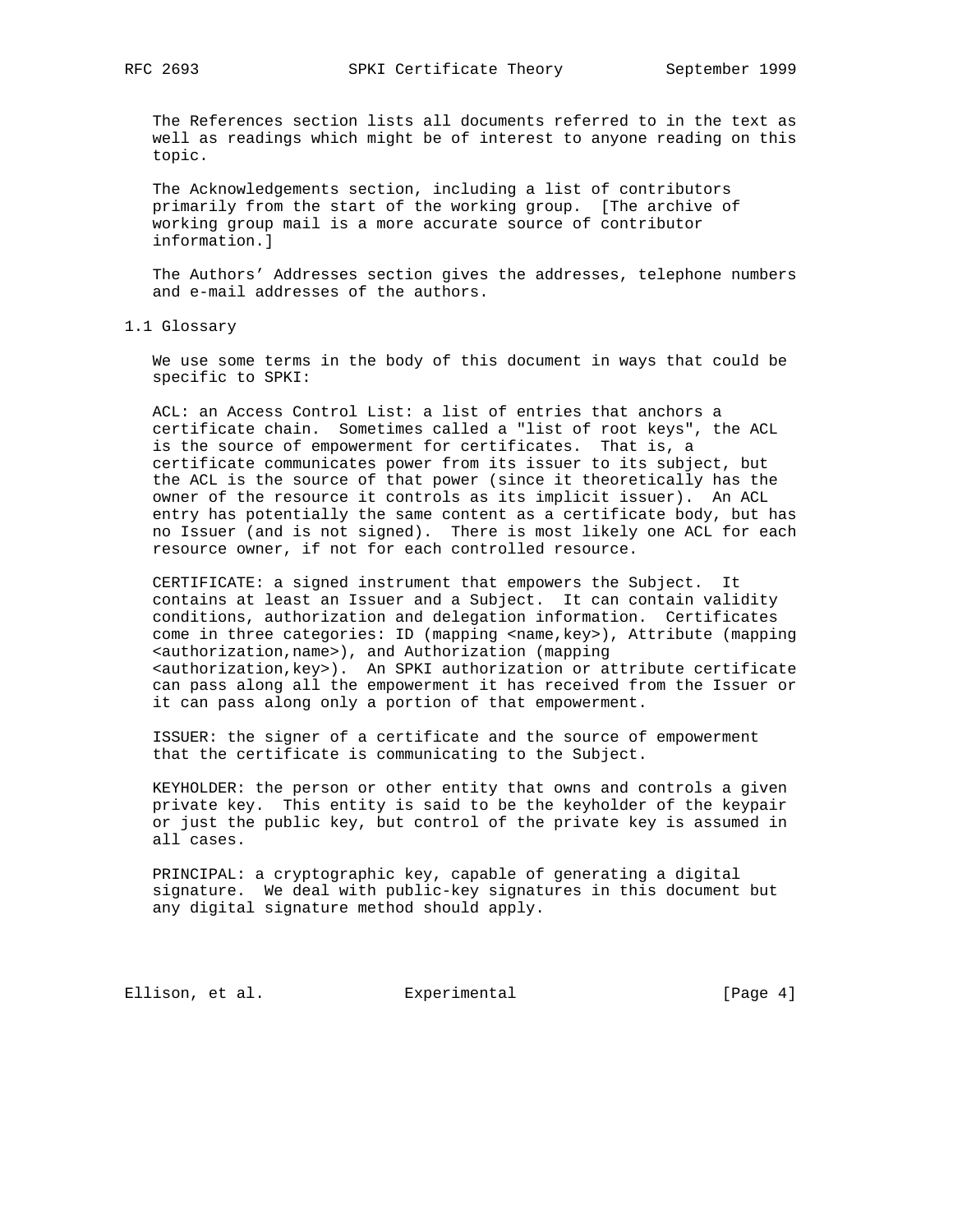The References section lists all documents referred to in the text as well as readings which might be of interest to anyone reading on this topic.

The Acknowledgements section, including a list of contributors primarily from the start of the working group. [The archive of working group mail is a more accurate source of contributor information.]

The Authors' Addresses section gives the addresses, telephone numbers and e-mail addresses of the authors.

## 1.1 Glossary

We use some terms in the body of this document in ways that could be specific to SPKI:

ACL: an Access Control List: a list of entries that anchors a certificate chain. Sometimes called a "list of root keys", the ACL is the source of empowerment for certificates. That is, a certificate communicates power from its issuer to its subject, but the ACL is the source of that power (since it theoretically has the owner of the resource it controls as its implicit issuer). An ACL entry has potentially the same content as a certificate body, but has no Issuer (and is not signed). There is most likely one ACL for each resource owner, if not for each controlled resource.

CERTIFICATE: a signed instrument that empowers the Subject. It contains at least an Issuer and a Subject. It can contain validity conditions, authorization and delegation information. Certificates come in three categories: ID (mapping <name,key>), Attribute (mapping <authorization,name>), and Authorization (mapping <authorization,key>). An SPKI authorization or attribute certificate can pass along all the empowerment it has received from the Issuer or it can pass along only a portion of that empowerment.

ISSUER: the signer of a certificate and the source of empowerment that the certificate is communicating to the Subject.

KEYHOLDER: the person or other entity that owns and controls a given private key. This entity is said to be the keyholder of the keypair or just the public key, but control of the private key is assumed in all cases.

PRINCIPAL: a cryptographic key, capable of generating a digital signature. We deal with public-key signatures in this document but any digital signature method should apply.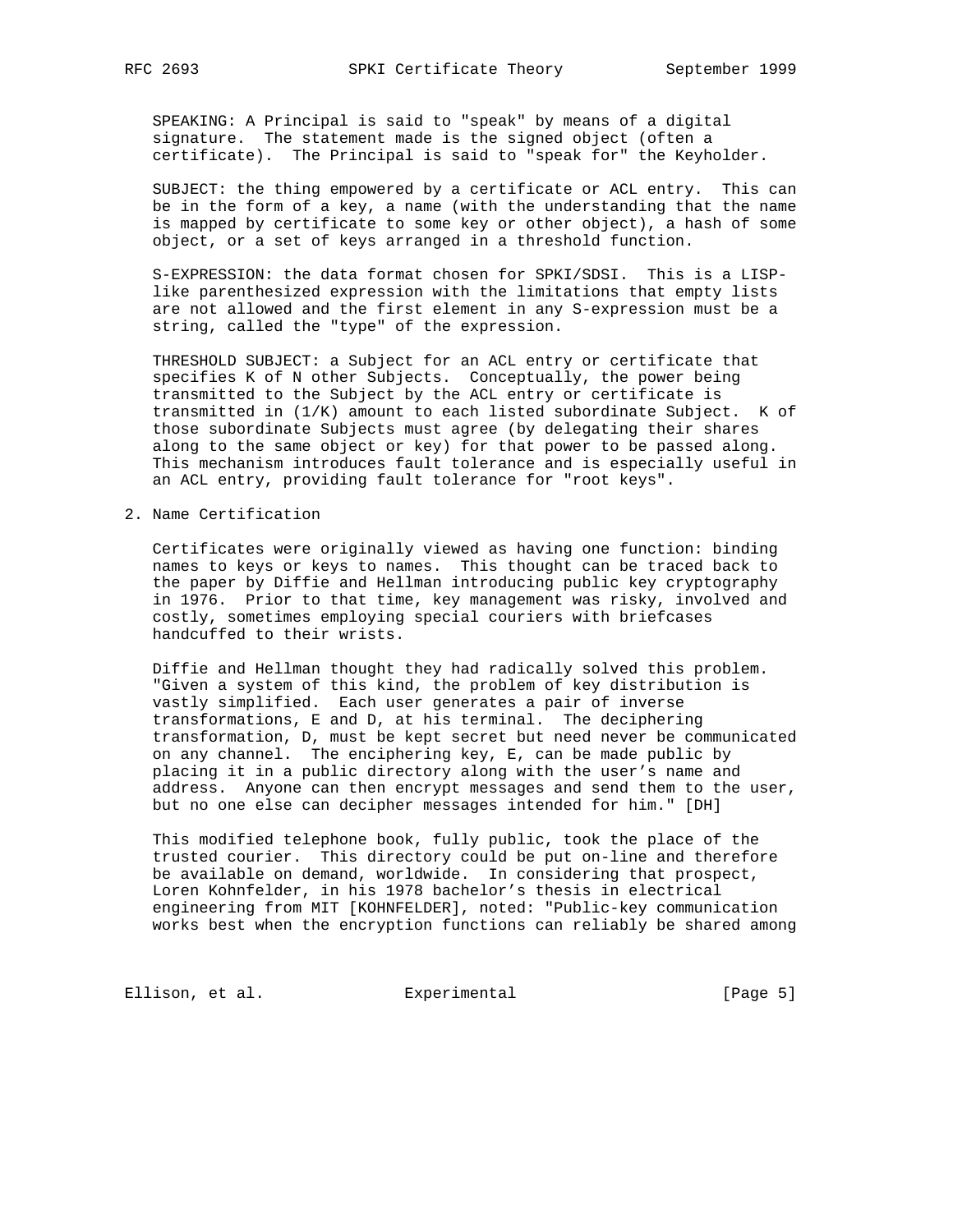SPEAKING: A Principal is said to "speak" by means of a digital signature. The statement made is the signed object (often a certificate). The Principal is said to "speak for" the Keyholder.

SUBJECT: the thing empowered by a certificate or ACL entry. This can be in the form of a key, a name (with the understanding that the name is mapped by certificate to some key or other object), a hash of some object, or a set of keys arranged in a threshold function.

S-EXPRESSION: the data format chosen for SPKI/SDSI. This is a LISP-like parenthesized expression with the limitations that empty lists are not allowed and the first element in any S-expression must be a string, called the "type" of the expression.

THRESHOLD SUBJECT: a Subject for an ACL entry or certificate that specifies K of N other Subjects. Conceptually, the power being transmitted to the Subject by the ACL entry or certificate is transmitted in (1/K) amount to each listed subordinate Subject. K of those subordinate Subjects must agree (by delegating their shares along to the same object or key) for that power to be passed along. This mechanism introduces fault tolerance and is especially useful in an ACL entry, providing fault tolerance for "root keys".

## 2. Name Certification

Certificates were originally viewed as having one function: binding names to keys or keys to names. This thought can be traced back to the paper by Diffie and Hellman introducing public key cryptography in 1976. Prior to that time, key management was risky, involved and costly, sometimes employing special couriers with briefcases handcuffed to their wrists.

Diffie and Hellman thought they had radically solved this problem. "Given a system of this kind, the problem of key distribution is vastly simplified. Each user generates a pair of inverse transformations, E and D, at his terminal. The deciphering transformation, D, must be kept secret but need never be communicated on any channel. The enciphering key, E, can be made public by placing it in a public directory along with the user's name and address. Anyone can then encrypt messages and send them to the user, but no one else can decipher messages intended for him." [DH]

This modified telephone book, fully public, took the place of the trusted courier. This directory could be put on-line and therefore be available on demand, worldwide. In considering that prospect, Loren Kohnfelder, in his 1978 bachelor's thesis in electrical engineering from MIT [KOHNFELDER], noted: "Public-key communication works best when the encryption functions can reliably be shared among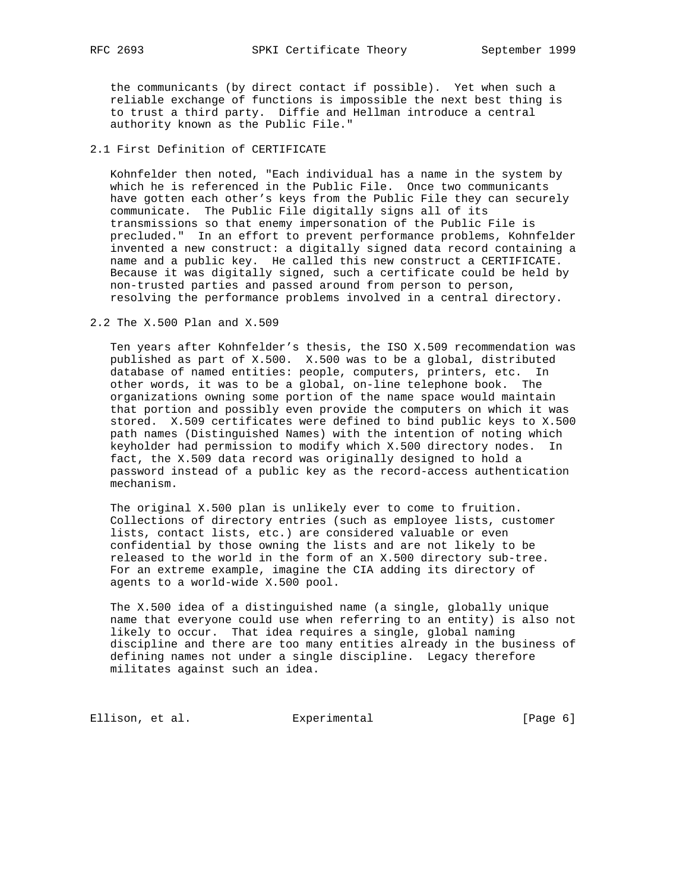the communicants (by direct contact if possible).  Yet when such a reliable exchange of functions is impossible the next best thing is to trust a third party.  Diffie and Hellman introduce a central authority known as the Public File."

## 2.1 First Definition of CERTIFICATE

Kohnfelder then noted, "Each individual has a name in the system by which he is referenced in the Public File.  Once two communicants have gotten each other's keys from the Public File they can securely communicate.  The Public File digitally signs all of its transmissions so that enemy impersonation of the Public File is precluded."  In an effort to prevent performance problems, Kohnfelder invented a new construct: a digitally signed data record containing a name and a public key.  He called this new construct a CERTIFICATE. Because it was digitally signed, such a certificate could be held by non-trusted parties and passed around from person to person, resolving the performance problems involved in a central directory.

## 2.2 The X.500 Plan and X.509

Ten years after Kohnfelder's thesis, the ISO X.509 recommendation was published as part of X.500.  X.500 was to be a global, distributed database of named entities: people, computers, printers, etc.  In other words, it was to be a global, on-line telephone book.  The organizations owning some portion of the name space would maintain that portion and possibly even provide the computers on which it was stored.  X.509 certificates were defined to bind public keys to X.500 path names (Distinguished Names) with the intention of noting which keyholder had permission to modify which X.500 directory nodes.  In fact, the X.509 data record was originally designed to hold a password instead of a public key as the record-access authentication mechanism.

The original X.500 plan is unlikely ever to come to fruition. Collections of directory entries (such as employee lists, customer lists, contact lists, etc.) are considered valuable or even confidential by those owning the lists and are not likely to be released to the world in the form of an X.500 directory sub-tree. For an extreme example, imagine the CIA adding its directory of agents to a world-wide X.500 pool.

The X.500 idea of a distinguished name (a single, globally unique name that everyone could use when referring to an entity) is also not likely to occur.  That idea requires a single, global naming discipline and there are too many entities already in the business of defining names not under a single discipline.  Legacy therefore militates against such an idea.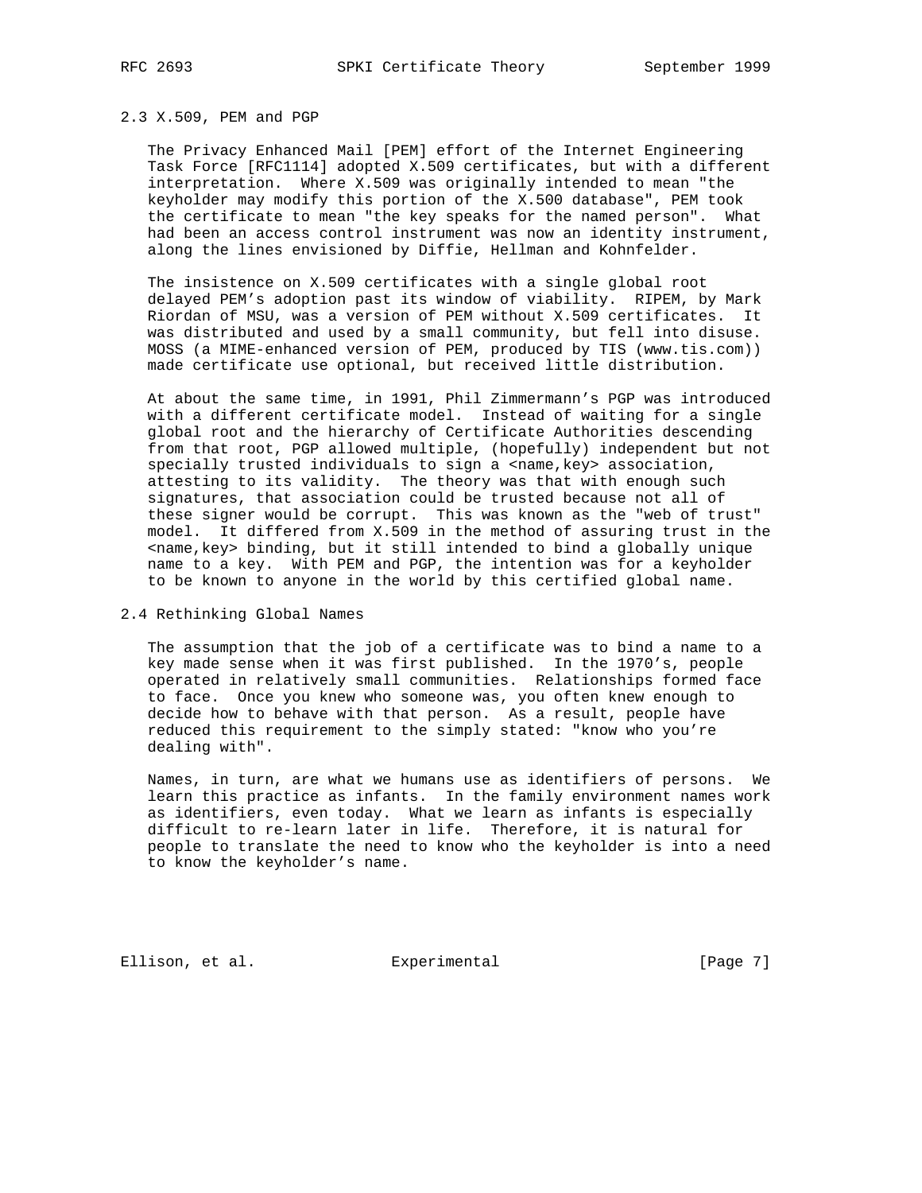## 2.3 X.509, PEM and PGP

The Privacy Enhanced Mail [PEM] effort of the Internet Engineering Task Force [RFC1114] adopted X.509 certificates, but with a different interpretation. Where X.509 was originally intended to mean "the keyholder may modify this portion of the X.500 database", PEM took the certificate to mean "the key speaks for the named person". What had been an access control instrument was now an identity instrument, along the lines envisioned by Diffie, Hellman and Kohnfelder.

The insistence on X.509 certificates with a single global root delayed PEM's adoption past its window of viability. RIPEM, by Mark Riordan of MSU, was a version of PEM without X.509 certificates. It was distributed and used by a small community, but fell into disuse. MOSS (a MIME-enhanced version of PEM, produced by TIS (www.tis.com)) made certificate use optional, but received little distribution.

At about the same time, in 1991, Phil Zimmermann's PGP was introduced with a different certificate model. Instead of waiting for a single global root and the hierarchy of Certificate Authorities descending from that root, PGP allowed multiple, (hopefully) independent but not specially trusted individuals to sign a <name,key> association, attesting to its validity. The theory was that with enough such signatures, that association could be trusted because not all of these signer would be corrupt. This was known as the "web of trust" model. It differed from X.509 in the method of assuring trust in the <name,key> binding, but it still intended to bind a globally unique name to a key. With PEM and PGP, the intention was for a keyholder to be known to anyone in the world by this certified global name.

## 2.4 Rethinking Global Names

The assumption that the job of a certificate was to bind a name to a key made sense when it was first published. In the 1970's, people operated in relatively small communities. Relationships formed face to face. Once you knew who someone was, you often knew enough to decide how to behave with that person. As a result, people have reduced this requirement to the simply stated: "know who you're dealing with".

Names, in turn, are what we humans use as identifiers of persons. We learn this practice as infants. In the family environment names work as identifiers, even today. What we learn as infants is especially difficult to re-learn later in life. Therefore, it is natural for people to translate the need to know who the keyholder is into a need to know the keyholder's name.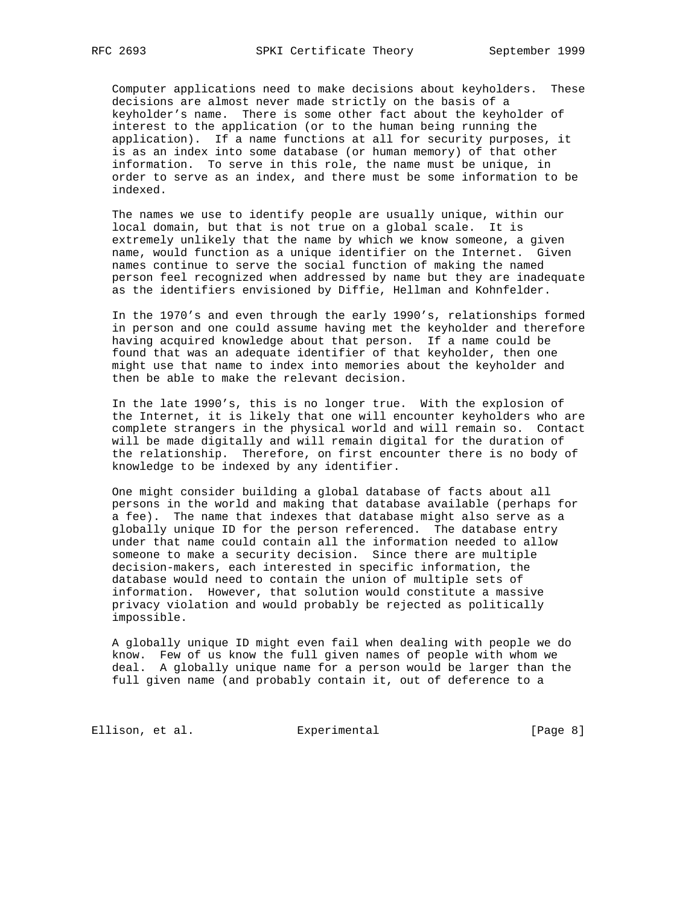Computer applications need to make decisions about keyholders. These decisions are almost never made strictly on the basis of a keyholder's name. There is some other fact about the keyholder of interest to the application (or to the human being running the application). If a name functions at all for security purposes, it is as an index into some database (or human memory) of that other information. To serve in this role, the name must be unique, in order to serve as an index, and there must be some information to be indexed.

The names we use to identify people are usually unique, within our local domain, but that is not true on a global scale. It is extremely unlikely that the name by which we know someone, a given name, would function as a unique identifier on the Internet. Given names continue to serve the social function of making the named person feel recognized when addressed by name but they are inadequate as the identifiers envisioned by Diffie, Hellman and Kohnfelder.

In the 1970's and even through the early 1990's, relationships formed in person and one could assume having met the keyholder and therefore having acquired knowledge about that person. If a name could be found that was an adequate identifier of that keyholder, then one might use that name to index into memories about the keyholder and then be able to make the relevant decision.

In the late 1990's, this is no longer true. With the explosion of the Internet, it is likely that one will encounter keyholders who are complete strangers in the physical world and will remain so. Contact will be made digitally and will remain digital for the duration of the relationship. Therefore, on first encounter there is no body of knowledge to be indexed by any identifier.

One might consider building a global database of facts about all persons in the world and making that database available (perhaps for a fee). The name that indexes that database might also serve as a globally unique ID for the person referenced. The database entry under that name could contain all the information needed to allow someone to make a security decision. Since there are multiple decision-makers, each interested in specific information, the database would need to contain the union of multiple sets of information. However, that solution would constitute a massive privacy violation and would probably be rejected as politically impossible.

A globally unique ID might even fail when dealing with people we do know. Few of us know the full given names of people with whom we deal. A globally unique name for a person would be larger than the full given name (and probably contain it, out of deference to a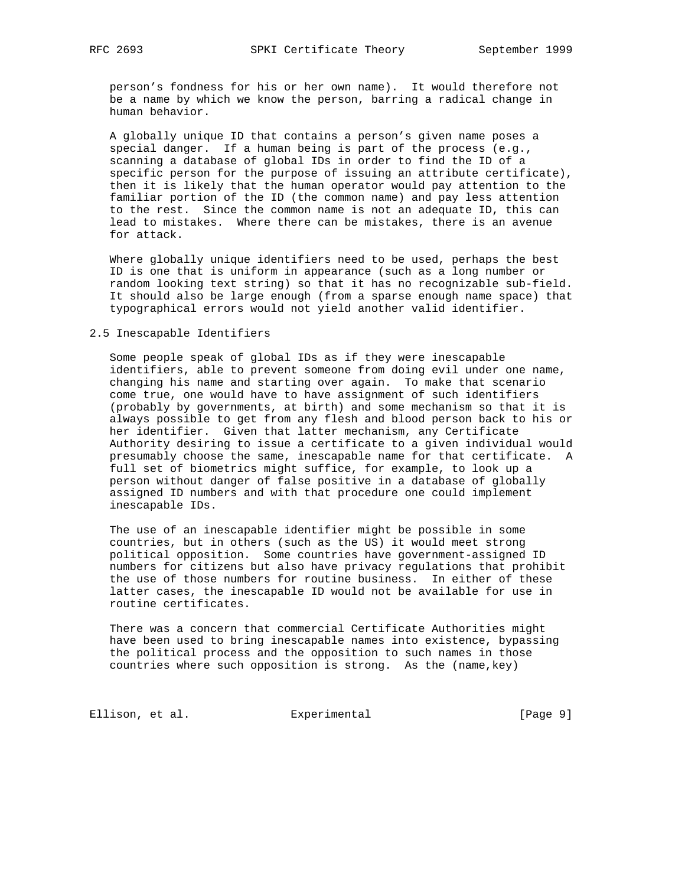person's fondness for his or her own name). It would therefore not be a name by which we know the person, barring a radical change in human behavior.

A globally unique ID that contains a person's given name poses a special danger. If a human being is part of the process (e.g., scanning a database of global IDs in order to find the ID of a specific person for the purpose of issuing an attribute certificate), then it is likely that the human operator would pay attention to the familiar portion of the ID (the common name) and pay less attention to the rest. Since the common name is not an adequate ID, this can lead to mistakes. Where there can be mistakes, there is an avenue for attack.

Where globally unique identifiers need to be used, perhaps the best ID is one that is uniform in appearance (such as a long number or random looking text string) so that it has no recognizable sub-field. It should also be large enough (from a sparse enough name space) that typographical errors would not yield another valid identifier.

## 2.5 Inescapable Identifiers

Some people speak of global IDs as if they were inescapable identifiers, able to prevent someone from doing evil under one name, changing his name and starting over again. To make that scenario come true, one would have to have assignment of such identifiers (probably by governments, at birth) and some mechanism so that it is always possible to get from any flesh and blood person back to his or her identifier. Given that latter mechanism, any Certificate Authority desiring to issue a certificate to a given individual would presumably choose the same, inescapable name for that certificate. A full set of biometrics might suffice, for example, to look up a person without danger of false positive in a database of globally assigned ID numbers and with that procedure one could implement inescapable IDs.

The use of an inescapable identifier might be possible in some countries, but in others (such as the US) it would meet strong political opposition. Some countries have government-assigned ID numbers for citizens but also have privacy regulations that prohibit the use of those numbers for routine business. In either of these latter cases, the inescapable ID would not be available for use in routine certificates.

There was a concern that commercial Certificate Authorities might have been used to bring inescapable names into existence, bypassing the political process and the opposition to such names in those countries where such opposition is strong. As the (name,key)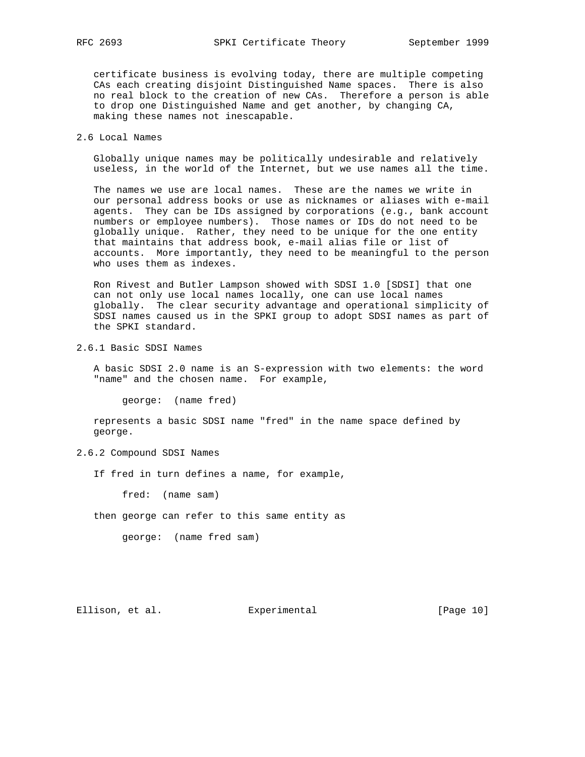certificate business is evolving today, there are multiple competing CAs each creating disjoint Distinguished Name spaces. There is also no real block to the creation of new CAs. Therefore a person is able to drop one Distinguished Name and get another, by changing CA, making these names not inescapable.

## 2.6 Local Names

Globally unique names may be politically undesirable and relatively useless, in the world of the Internet, but we use names all the time.

The names we use are local names. These are the names we write in our personal address books or use as nicknames or aliases with e-mail agents. They can be IDs assigned by corporations (e.g., bank account numbers or employee numbers). Those names or IDs do not need to be globally unique. Rather, they need to be unique for the one entity that maintains that address book, e-mail alias file or list of accounts. More importantly, they need to be meaningful to the person who uses them as indexes.

Ron Rivest and Butler Lampson showed with SDSI 1.0 [SDSI] that one can not only use local names locally, one can use local names globally. The clear security advantage and operational simplicity of SDSI names caused us in the SPKI group to adopt SDSI names as part of the SPKI standard.

### 2.6.1 Basic SDSI Names

A basic SDSI 2.0 name is an S-expression with two elements: the word "name" and the chosen name. For example,

```
george:  (name fred)
```

represents a basic SDSI name "fred" in the name space defined by george.

### 2.6.2 Compound SDSI Names

If fred in turn defines a name, for example,

```
fred:  (name sam)
```

then george can refer to this same entity as

```
george:  (name fred sam)
```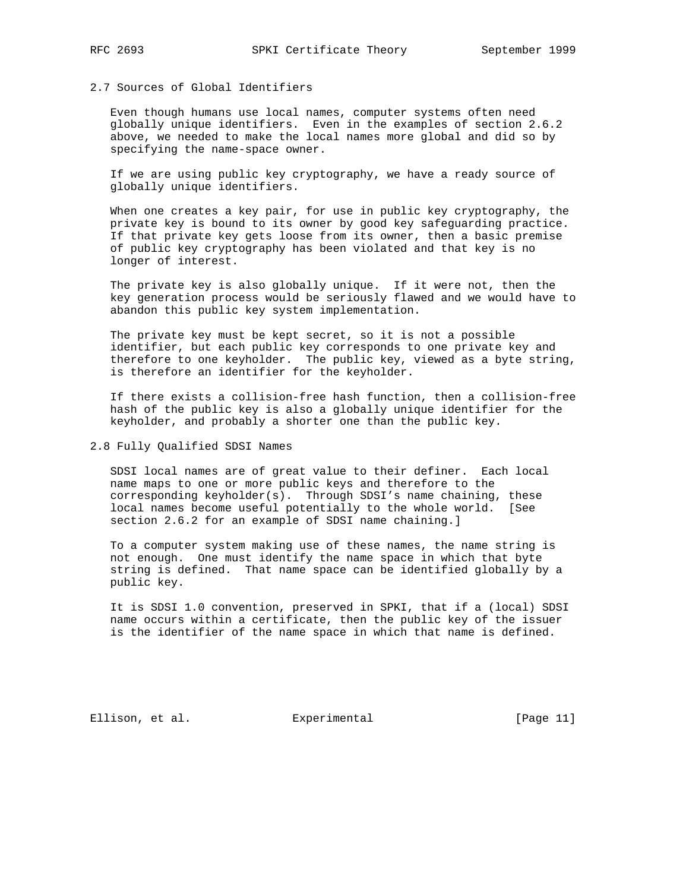## 2.7 Sources of Global Identifiers

Even though humans use local names, computer systems often need globally unique identifiers. Even in the examples of section 2.6.2 above, we needed to make the local names more global and did so by specifying the name-space owner.

If we are using public key cryptography, we have a ready source of globally unique identifiers.

When one creates a key pair, for use in public key cryptography, the private key is bound to its owner by good key safeguarding practice. If that private key gets loose from its owner, then a basic premise of public key cryptography has been violated and that key is no longer of interest.

The private key is also globally unique. If it were not, then the key generation process would be seriously flawed and we would have to abandon this public key system implementation.

The private key must be kept secret, so it is not a possible identifier, but each public key corresponds to one private key and therefore to one keyholder. The public key, viewed as a byte string, is therefore an identifier for the keyholder.

If there exists a collision-free hash function, then a collision-free hash of the public key is also a globally unique identifier for the keyholder, and probably a shorter one than the public key.

## 2.8 Fully Qualified SDSI Names

SDSI local names are of great value to their definer. Each local name maps to one or more public keys and therefore to the corresponding keyholder(s). Through SDSI's name chaining, these local names become useful potentially to the whole world. [See section 2.6.2 for an example of SDSI name chaining.]

To a computer system making use of these names, the name string is not enough. One must identify the name space in which that byte string is defined. That name space can be identified globally by a public key.

It is SDSI 1.0 convention, preserved in SPKI, that if a (local) SDSI name occurs within a certificate, then the public key of the issuer is the identifier of the name space in which that name is defined.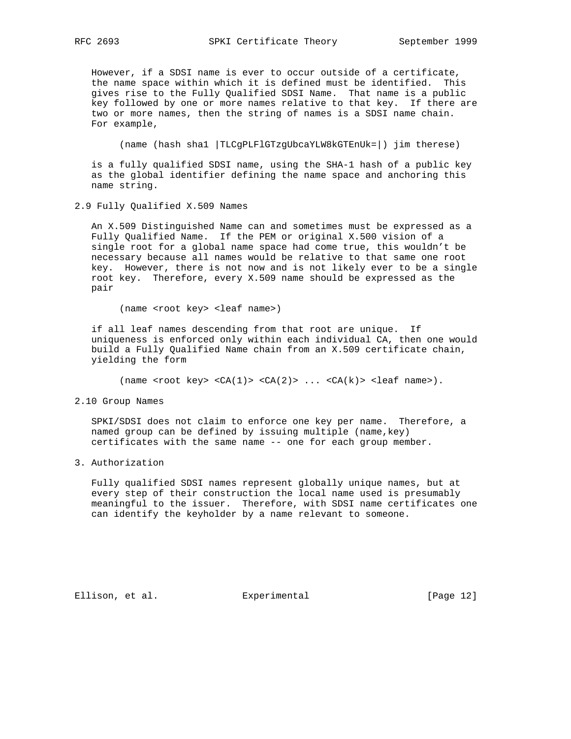However, if a SDSI name is ever to occur outside of a certificate, the name space within which it is defined must be identified. This gives rise to the Fully Qualified SDSI Name. That name is a public key followed by one or more names relative to that key. If there are two or more names, then the string of names is a SDSI name chain. For example,

```
(name (hash sha1 |TLCgPLFlGTzgUbcaYLW8kGTEnUk=|) jim therese)
```

is a fully qualified SDSI name, using the SHA-1 hash of a public key as the global identifier defining the name space and anchoring this name string.

## 2.9 Fully Qualified X.509 Names

An X.509 Distinguished Name can and sometimes must be expressed as a Fully Qualified Name. If the PEM or original X.500 vision of a single root for a global name space had come true, this wouldn't be necessary because all names would be relative to that same one root key. However, there is not now and is not likely ever to be a single root key. Therefore, every X.509 name should be expressed as the pair

```
(name <root key> <leaf name>)
```

if all leaf names descending from that root are unique. If uniqueness is enforced only within each individual CA, then one would build a Fully Qualified Name chain from an X.509 certificate chain, yielding the form

```
(name <root key> <CA(1)> <CA(2)> ... <CA(k)> <leaf name>).
```

## 2.10 Group Names

SPKI/SDSI does not claim to enforce one key per name. Therefore, a named group can be defined by issuing multiple (name,key) certificates with the same name -- one for each group member.

# 3. Authorization

Fully qualified SDSI names represent globally unique names, but at every step of their construction the local name used is presumably meaningful to the issuer. Therefore, with SDSI name certificates one can identify the keyholder by a name relevant to someone.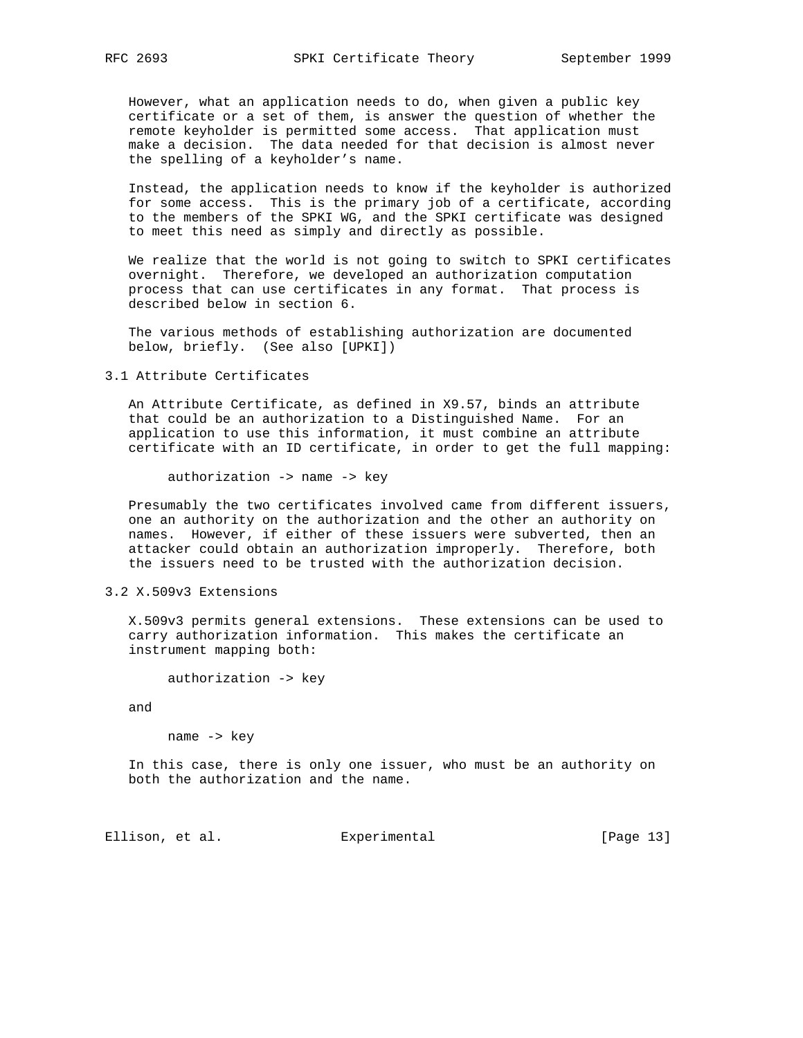However, what an application needs to do, when given a public key certificate or a set of them, is answer the question of whether the remote keyholder is permitted some access. That application must make a decision. The data needed for that decision is almost never the spelling of a keyholder's name.

Instead, the application needs to know if the keyholder is authorized for some access. This is the primary job of a certificate, according to the members of the SPKI WG, and the SPKI certificate was designed to meet this need as simply and directly as possible.

We realize that the world is not going to switch to SPKI certificates overnight. Therefore, we developed an authorization computation process that can use certificates in any format. That process is described below in section 6.

The various methods of establishing authorization are documented below, briefly. (See also [UPKI])

## 3.1 Attribute Certificates

An Attribute Certificate, as defined in X9.57, binds an attribute that could be an authorization to a Distinguished Name. For an application to use this information, it must combine an attribute certificate with an ID certificate, in order to get the full mapping:

```
authorization -> name -> key
```

Presumably the two certificates involved came from different issuers, one an authority on the authorization and the other an authority on names. However, if either of these issuers were subverted, then an attacker could obtain an authorization improperly. Therefore, both the issuers need to be trusted with the authorization decision.

## 3.2 X.509v3 Extensions

X.509v3 permits general extensions. These extensions can be used to carry authorization information. This makes the certificate an instrument mapping both:

```
authorization -> key
```

and

```
name -> key
```

In this case, there is only one issuer, who must be an authority on both the authorization and the name.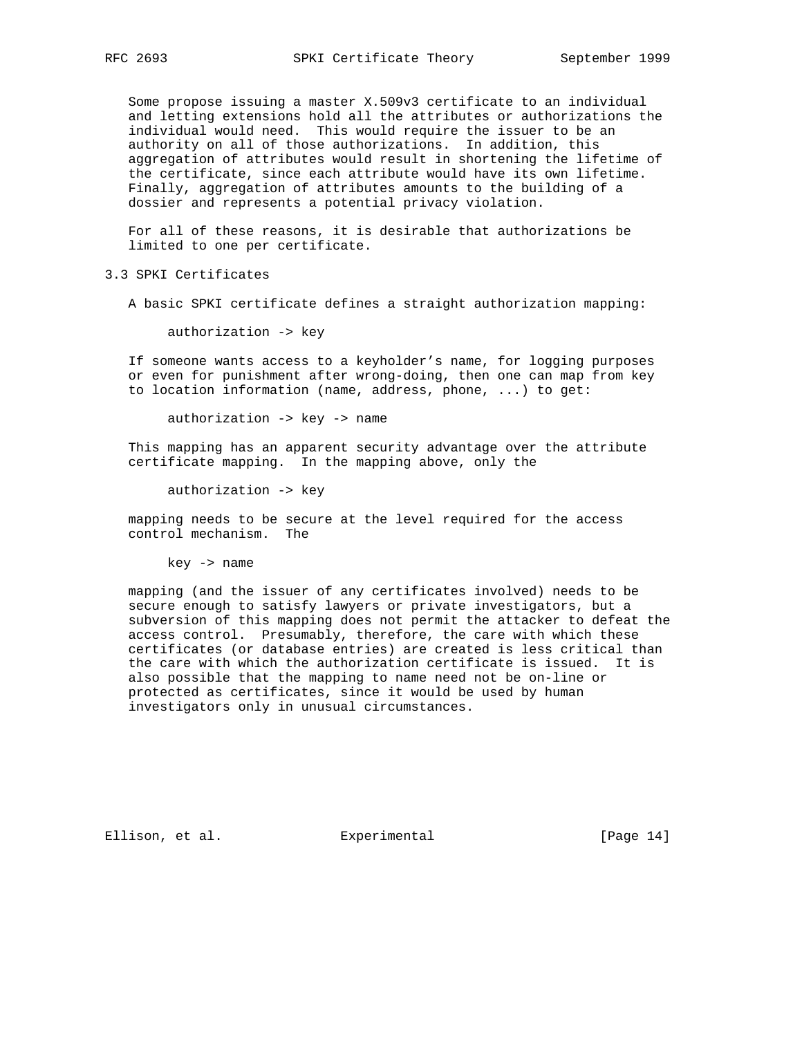Some propose issuing a master X.509v3 certificate to an individual and letting extensions hold all the attributes or authorizations the individual would need. This would require the issuer to be an authority on all of those authorizations. In addition, this aggregation of attributes would result in shortening the lifetime of the certificate, since each attribute would have its own lifetime. Finally, aggregation of attributes amounts to the building of a dossier and represents a potential privacy violation.

For all of these reasons, it is desirable that authorizations be limited to one per certificate.

## 3.3 SPKI Certificates

A basic SPKI certificate defines a straight authorization mapping:

```
authorization -> key
```

If someone wants access to a keyholder’s name, for logging purposes or even for punishment after wrong-doing, then one can map from key to location information (name, address, phone, ...) to get:

```
authorization -> key -> name
```

This mapping has an apparent security advantage over the attribute certificate mapping. In the mapping above, only the

```
authorization -> key
```

mapping needs to be secure at the level required for the access control mechanism. The

```
key -> name
```

mapping (and the issuer of any certificates involved) needs to be secure enough to satisfy lawyers or private investigators, but a subversion of this mapping does not permit the attacker to defeat the access control. Presumably, therefore, the care with which these certificates (or database entries) are created is less critical than the care with which the authorization certificate is issued. It is also possible that the mapping to name need not be on-line or protected as certificates, since it would be used by human investigators only in unusual circumstances.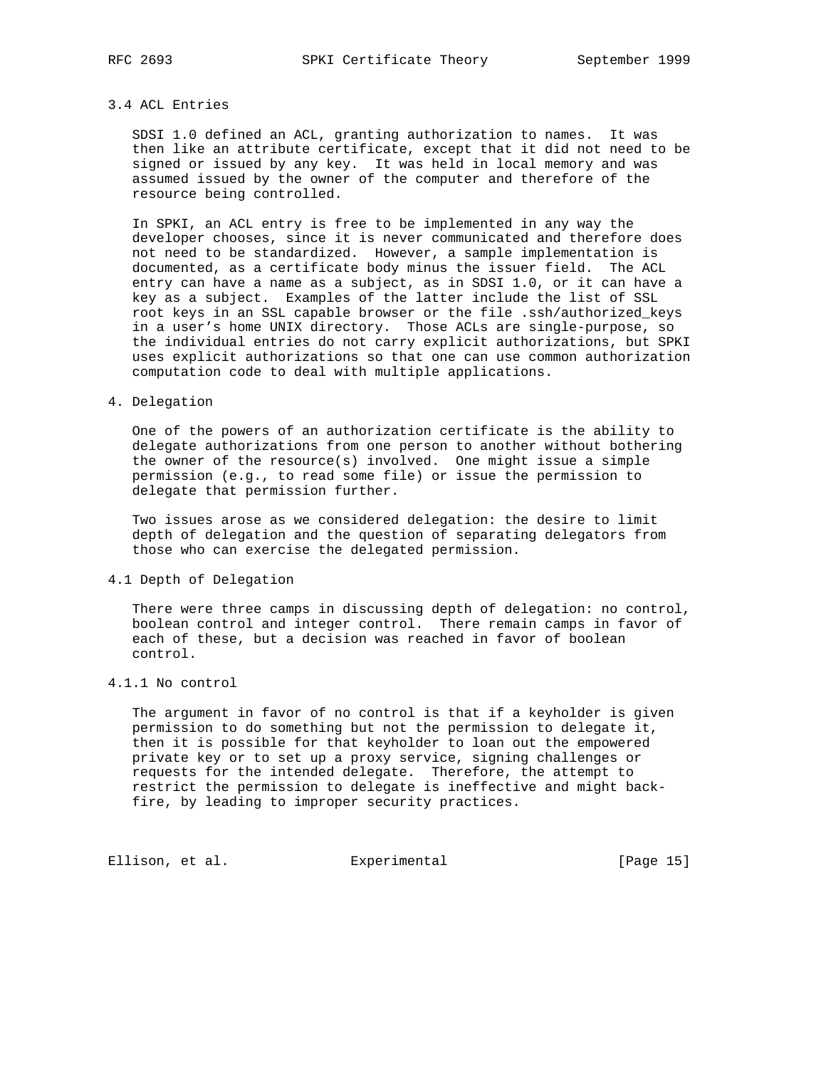### 3.4 ACL Entries

SDSI 1.0 defined an ACL, granting authorization to names. It was then like an attribute certificate, except that it did not need to be signed or issued by any key. It was held in local memory and was assumed issued by the owner of the computer and therefore of the resource being controlled.

In SPKI, an ACL entry is free to be implemented in any way the developer chooses, since it is never communicated and therefore does not need to be standardized. However, a sample implementation is documented, as a certificate body minus the issuer field. The ACL entry can have a name as a subject, as in SDSI 1.0, or it can have a key as a subject. Examples of the latter include the list of SSL root keys in an SSL capable browser or the file .ssh/authorized_keys in a user's home UNIX directory. Those ACLs are single-purpose, so the individual entries do not carry explicit authorizations, but SPKI uses explicit authorizations so that one can use common authorization computation code to deal with multiple applications.

## 4. Delegation

One of the powers of an authorization certificate is the ability to delegate authorizations from one person to another without bothering the owner of the resource(s) involved. One might issue a simple permission (e.g., to read some file) or issue the permission to delegate that permission further.

Two issues arose as we considered delegation: the desire to limit depth of delegation and the question of separating delegators from those who can exercise the delegated permission.

### 4.1 Depth of Delegation

There were three camps in discussing depth of delegation: no control, boolean control and integer control. There remain camps in favor of each of these, but a decision was reached in favor of boolean control.

#### 4.1.1 No control

The argument in favor of no control is that if a keyholder is given permission to do something but not the permission to delegate it, then it is possible for that keyholder to loan out the empowered private key or to set up a proxy service, signing challenges or requests for the intended delegate. Therefore, the attempt to restrict the permission to delegate is ineffective and might back-fire, by leading to improper security practices.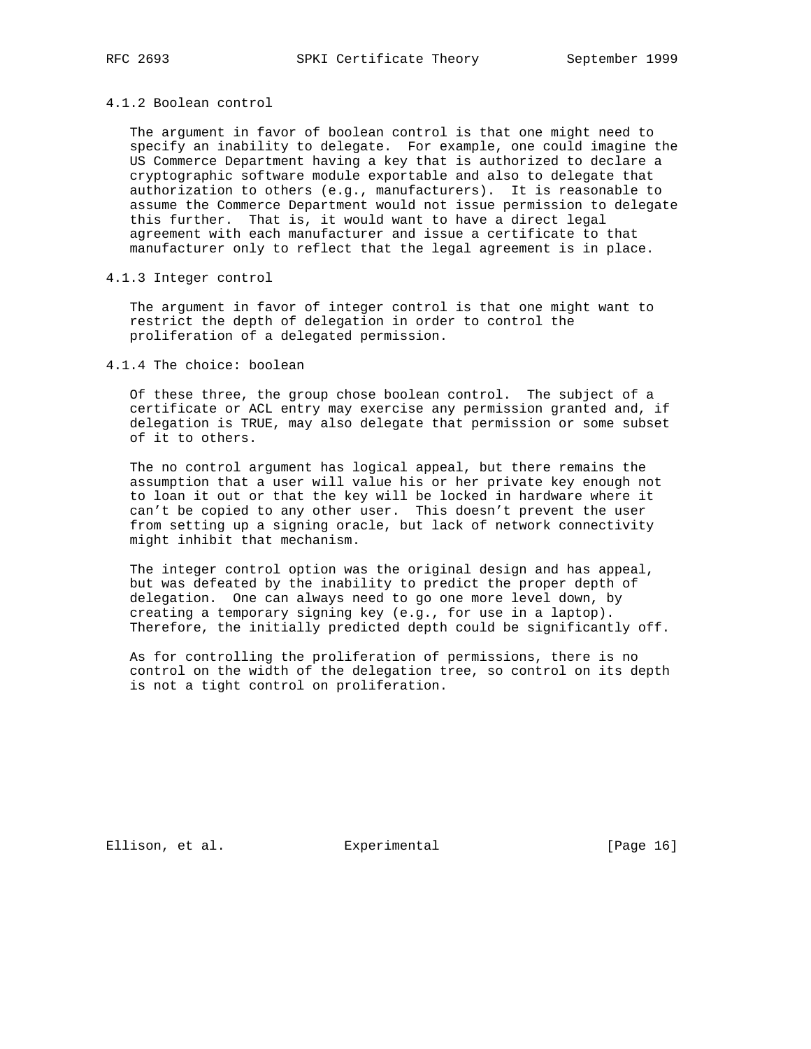#### 4.1.2 Boolean control

The argument in favor of boolean control is that one might need to specify an inability to delegate. For example, one could imagine the US Commerce Department having a key that is authorized to declare a cryptographic software module exportable and also to delegate that authorization to others (e.g., manufacturers). It is reasonable to assume the Commerce Department would not issue permission to delegate this further. That is, it would want to have a direct legal agreement with each manufacturer and issue a certificate to that manufacturer only to reflect that the legal agreement is in place.

#### 4.1.3 Integer control

The argument in favor of integer control is that one might want to restrict the depth of delegation in order to control the proliferation of a delegated permission.

#### 4.1.4 The choice: boolean

Of these three, the group chose boolean control. The subject of a certificate or ACL entry may exercise any permission granted and, if delegation is TRUE, may also delegate that permission or some subset of it to others.

The no control argument has logical appeal, but there remains the assumption that a user will value his or her private key enough not to loan it out or that the key will be locked in hardware where it can't be copied to any other user. This doesn't prevent the user from setting up a signing oracle, but lack of network connectivity might inhibit that mechanism.

The integer control option was the original design and has appeal, but was defeated by the inability to predict the proper depth of delegation. One can always need to go one more level down, by creating a temporary signing key (e.g., for use in a laptop). Therefore, the initially predicted depth could be significantly off.

As for controlling the proliferation of permissions, there is no control on the width of the delegation tree, so control on its depth is not a tight control on proliferation.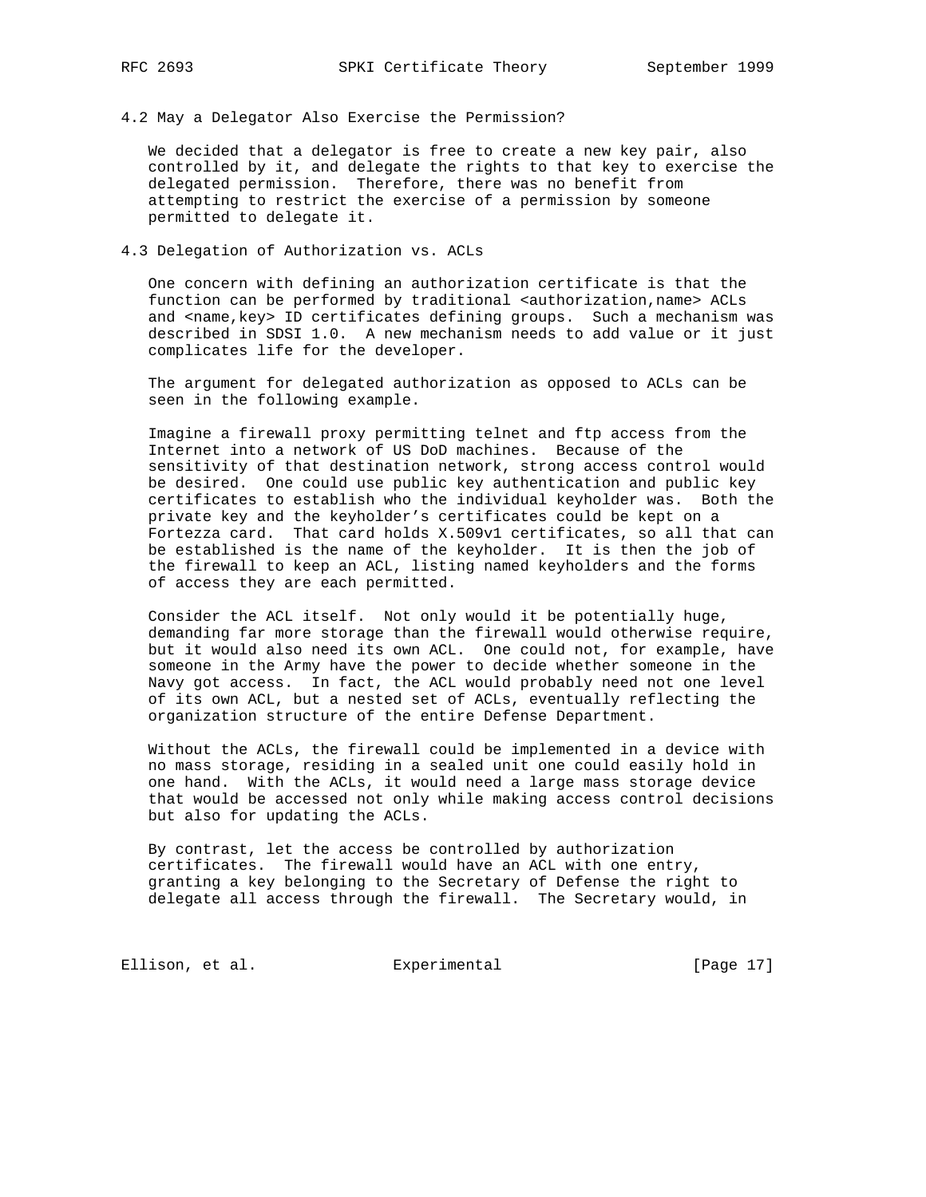### 4.2 May a Delegator Also Exercise the Permission?

We decided that a delegator is free to create a new key pair, also controlled by it, and delegate the rights to that key to exercise the delegated permission. Therefore, there was no benefit from attempting to restrict the exercise of a permission by someone permitted to delegate it.

### 4.3 Delegation of Authorization vs. ACLs

One concern with defining an authorization certificate is that the function can be performed by traditional <authorization,name> ACLs and <name,key> ID certificates defining groups. Such a mechanism was described in SDSI 1.0. A new mechanism needs to add value or it just complicates life for the developer.

The argument for delegated authorization as opposed to ACLs can be seen in the following example.

Imagine a firewall proxy permitting telnet and ftp access from the Internet into a network of US DoD machines. Because of the sensitivity of that destination network, strong access control would be desired. One could use public key authentication and public key certificates to establish who the individual keyholder was. Both the private key and the keyholder's certificates could be kept on a Fortezza card. That card holds X.509v1 certificates, so all that can be established is the name of the keyholder. It is then the job of the firewall to keep an ACL, listing named keyholders and the forms of access they are each permitted.

Consider the ACL itself. Not only would it be potentially huge, demanding far more storage than the firewall would otherwise require, but it would also need its own ACL. One could not, for example, have someone in the Army have the power to decide whether someone in the Navy got access. In fact, the ACL would probably need not one level of its own ACL, but a nested set of ACLs, eventually reflecting the organization structure of the entire Defense Department.

Without the ACLs, the firewall could be implemented in a device with no mass storage, residing in a sealed unit one could easily hold in one hand. With the ACLs, it would need a large mass storage device that would be accessed not only while making access control decisions but also for updating the ACLs.

By contrast, let the access be controlled by authorization certificates. The firewall would have an ACL with one entry, granting a key belonging to the Secretary of Defense the right to delegate all access through the firewall. The Secretary would, in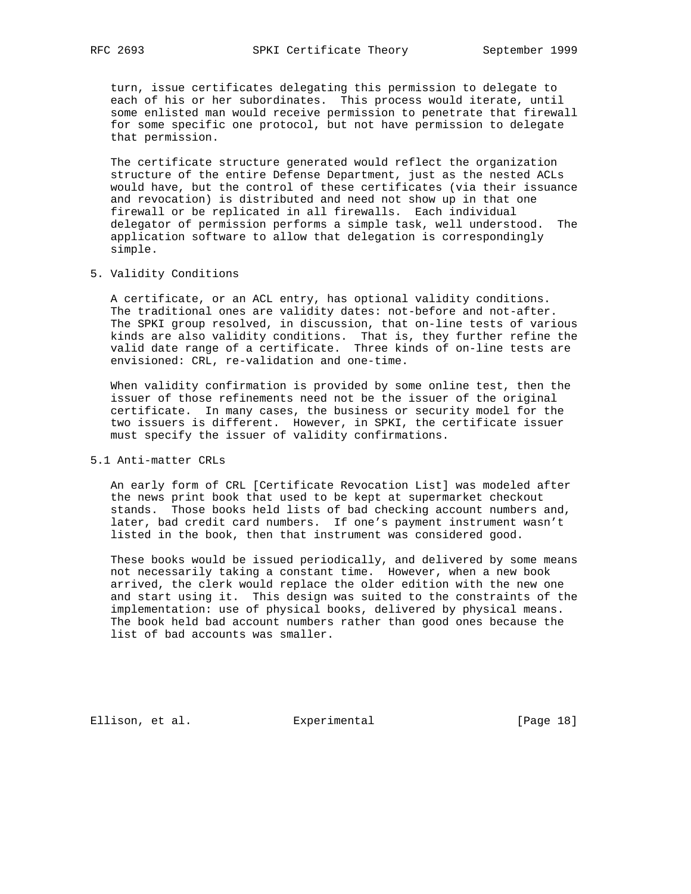turn, issue certificates delegating this permission to delegate to each of his or her subordinates. This process would iterate, until some enlisted man would receive permission to penetrate that firewall for some specific one protocol, but not have permission to delegate that permission.

The certificate structure generated would reflect the organization structure of the entire Defense Department, just as the nested ACLs would have, but the control of these certificates (via their issuance and revocation) is distributed and need not show up in that one firewall or be replicated in all firewalls. Each individual delegator of permission performs a simple task, well understood. The application software to allow that delegation is correspondingly simple.

## 5. Validity Conditions

A certificate, or an ACL entry, has optional validity conditions. The traditional ones are validity dates: not-before and not-after. The SPKI group resolved, in discussion, that on-line tests of various kinds are also validity conditions. That is, they further refine the valid date range of a certificate. Three kinds of on-line tests are envisioned: CRL, re-validation and one-time.

When validity confirmation is provided by some online test, then the issuer of those refinements need not be the issuer of the original certificate. In many cases, the business or security model for the two issuers is different. However, in SPKI, the certificate issuer must specify the issuer of validity confirmations.

### 5.1 Anti-matter CRLs

An early form of CRL [Certificate Revocation List] was modeled after the news print book that used to be kept at supermarket checkout stands. Those books held lists of bad checking account numbers and, later, bad credit card numbers. If one's payment instrument wasn't listed in the book, then that instrument was considered good.

These books would be issued periodically, and delivered by some means not necessarily taking a constant time. However, when a new book arrived, the clerk would replace the older edition with the new one and start using it. This design was suited to the constraints of the implementation: use of physical books, delivered by physical means. The book held bad account numbers rather than good ones because the list of bad accounts was smaller.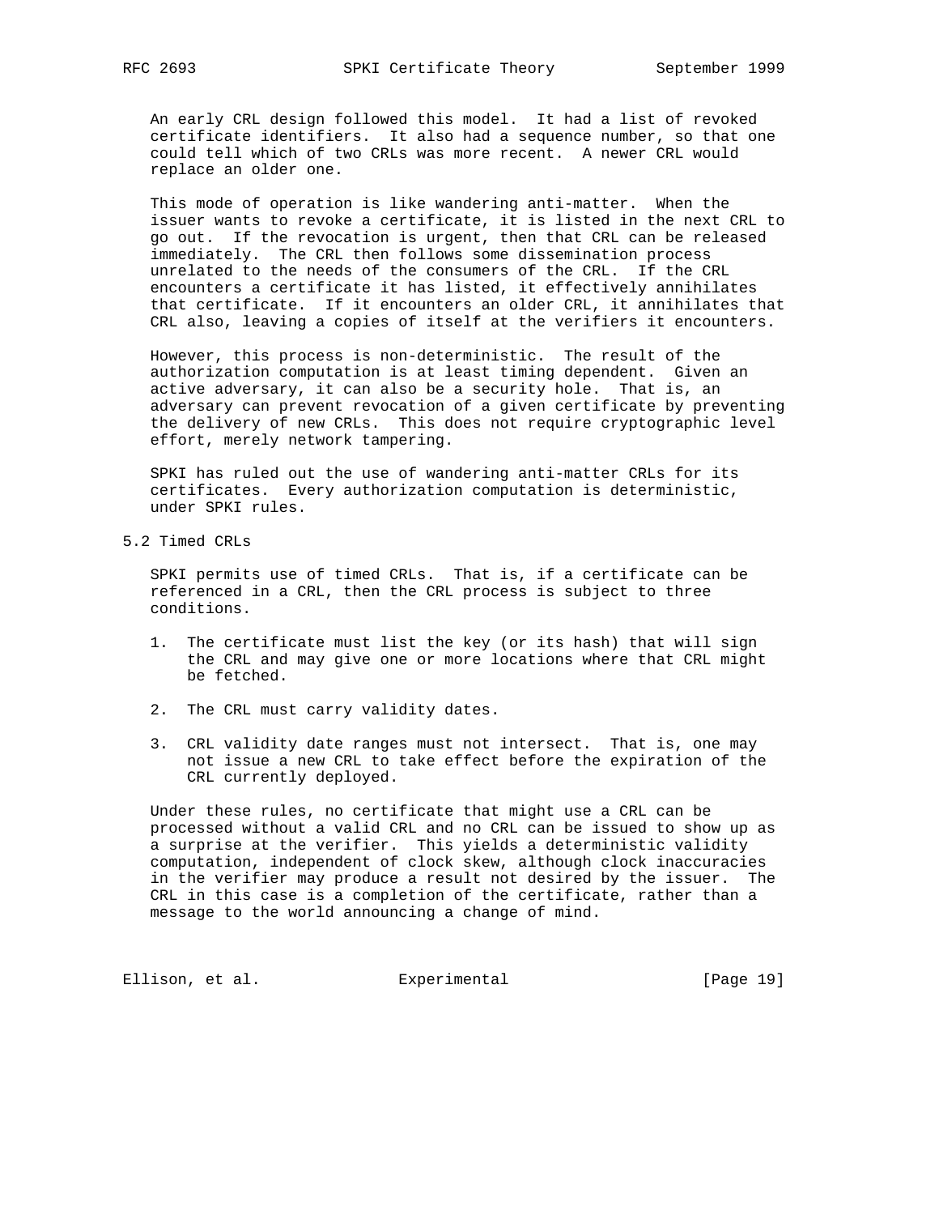An early CRL design followed this model. It had a list of revoked certificate identifiers. It also had a sequence number, so that one could tell which of two CRLs was more recent. A newer CRL would replace an older one.

This mode of operation is like wandering anti-matter. When the issuer wants to revoke a certificate, it is listed in the next CRL to go out. If the revocation is urgent, then that CRL can be released immediately. The CRL then follows some dissemination process unrelated to the needs of the consumers of the CRL. If the CRL encounters a certificate it has listed, it effectively annihilates that certificate. If it encounters an older CRL, it annihilates that CRL also, leaving a copies of itself at the verifiers it encounters.

However, this process is non-deterministic. The result of the authorization computation is at least timing dependent. Given an active adversary, it can also be a security hole. That is, an adversary can prevent revocation of a given certificate by preventing the delivery of new CRLs. This does not require cryptographic level effort, merely network tampering.

SPKI has ruled out the use of wandering anti-matter CRLs for its certificates. Every authorization computation is deterministic, under SPKI rules.

## 5.2 Timed CRLs

SPKI permits use of timed CRLs. That is, if a certificate can be referenced in a CRL, then the CRL process is subject to three conditions.

1. The certificate must list the key (or its hash) that will sign the CRL and may give one or more locations where that CRL might be fetched.

2. The CRL must carry validity dates.

3. CRL validity date ranges must not intersect. That is, one may not issue a new CRL to take effect before the expiration of the CRL currently deployed.

Under these rules, no certificate that might use a CRL can be processed without a valid CRL and no CRL can be issued to show up as a surprise at the verifier. This yields a deterministic validity computation, independent of clock skew, although clock inaccuracies in the verifier may produce a result not desired by the issuer. The CRL in this case is a completion of the certificate, rather than a message to the world announcing a change of mind.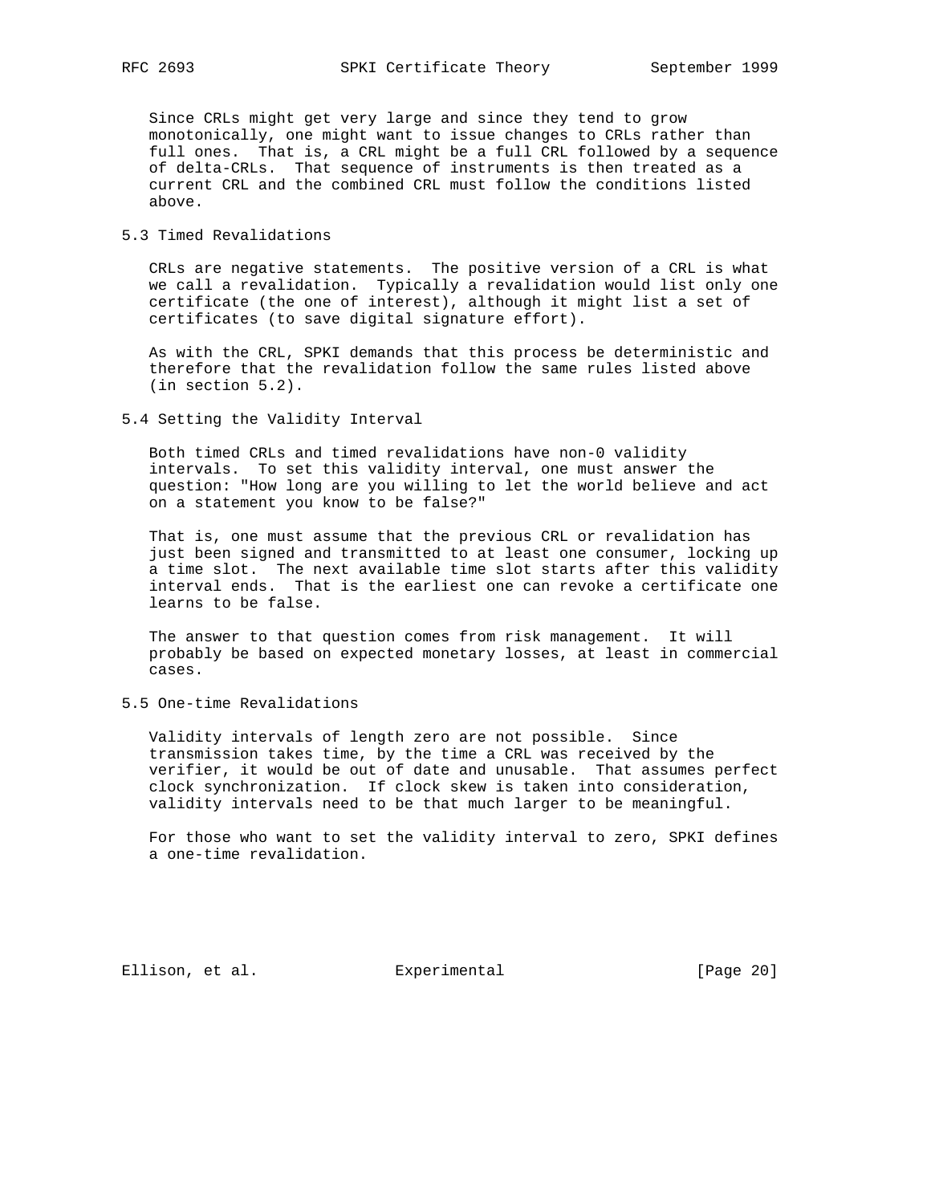Since CRLs might get very large and since they tend to grow monotonically, one might want to issue changes to CRLs rather than full ones. That is, a CRL might be a full CRL followed by a sequence of delta-CRLs. That sequence of instruments is then treated as a current CRL and the combined CRL must follow the conditions listed above.

## 5.3 Timed Revalidations

CRLs are negative statements. The positive version of a CRL is what we call a revalidation. Typically a revalidation would list only one certificate (the one of interest), although it might list a set of certificates (to save digital signature effort).

As with the CRL, SPKI demands that this process be deterministic and therefore that the revalidation follow the same rules listed above (in section 5.2).

## 5.4 Setting the Validity Interval

Both timed CRLs and timed revalidations have non-0 validity intervals. To set this validity interval, one must answer the question: "How long are you willing to let the world believe and act on a statement you know to be false?"

That is, one must assume that the previous CRL or revalidation has just been signed and transmitted to at least one consumer, locking up a time slot. The next available time slot starts after this validity interval ends. That is the earliest one can revoke a certificate one learns to be false.

The answer to that question comes from risk management. It will probably be based on expected monetary losses, at least in commercial cases.

## 5.5 One-time Revalidations

Validity intervals of length zero are not possible. Since transmission takes time, by the time a CRL was received by the verifier, it would be out of date and unusable. That assumes perfect clock synchronization. If clock skew is taken into consideration, validity intervals need to be that much larger to be meaningful.

For those who want to set the validity interval to zero, SPKI defines a one-time revalidation.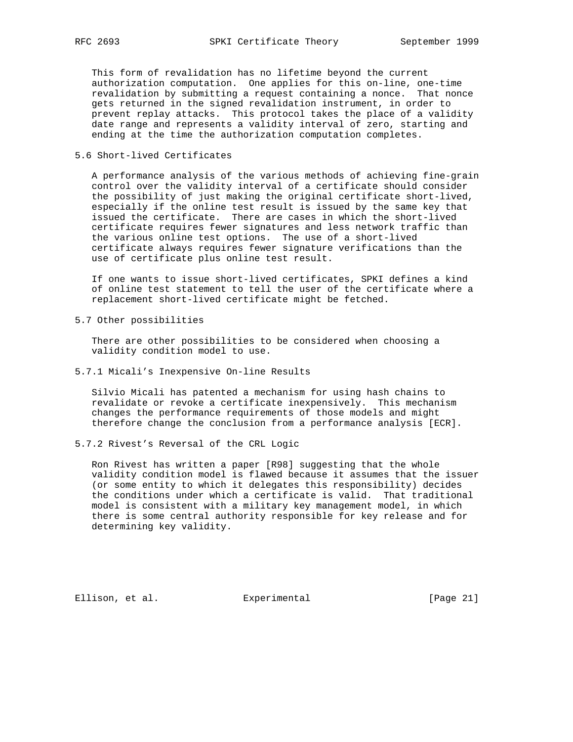This form of revalidation has no lifetime beyond the current authorization computation. One applies for this on-line, one-time revalidation by submitting a request containing a nonce. That nonce gets returned in the signed revalidation instrument, in order to prevent replay attacks. This protocol takes the place of a validity date range and represents a validity interval of zero, starting and ending at the time the authorization computation completes.

## 5.6 Short-lived Certificates

A performance analysis of the various methods of achieving fine-grain control over the validity interval of a certificate should consider the possibility of just making the original certificate short-lived, especially if the online test result is issued by the same key that issued the certificate. There are cases in which the short-lived certificate requires fewer signatures and less network traffic than the various online test options. The use of a short-lived certificate always requires fewer signature verifications than the use of certificate plus online test result.

If one wants to issue short-lived certificates, SPKI defines a kind of online test statement to tell the user of the certificate where a replacement short-lived certificate might be fetched.

## 5.7 Other possibilities

There are other possibilities to be considered when choosing a validity condition model to use.

### 5.7.1 Micali's Inexpensive On-line Results

Silvio Micali has patented a mechanism for using hash chains to revalidate or revoke a certificate inexpensively. This mechanism changes the performance requirements of those models and might therefore change the conclusion from a performance analysis [ECR].

### 5.7.2 Rivest's Reversal of the CRL Logic

Ron Rivest has written a paper [R98] suggesting that the whole validity condition model is flawed because it assumes that the issuer (or some entity to which it delegates this responsibility) decides the conditions under which a certificate is valid. That traditional model is consistent with a military key management model, in which there is some central authority responsible for key release and for determining key validity.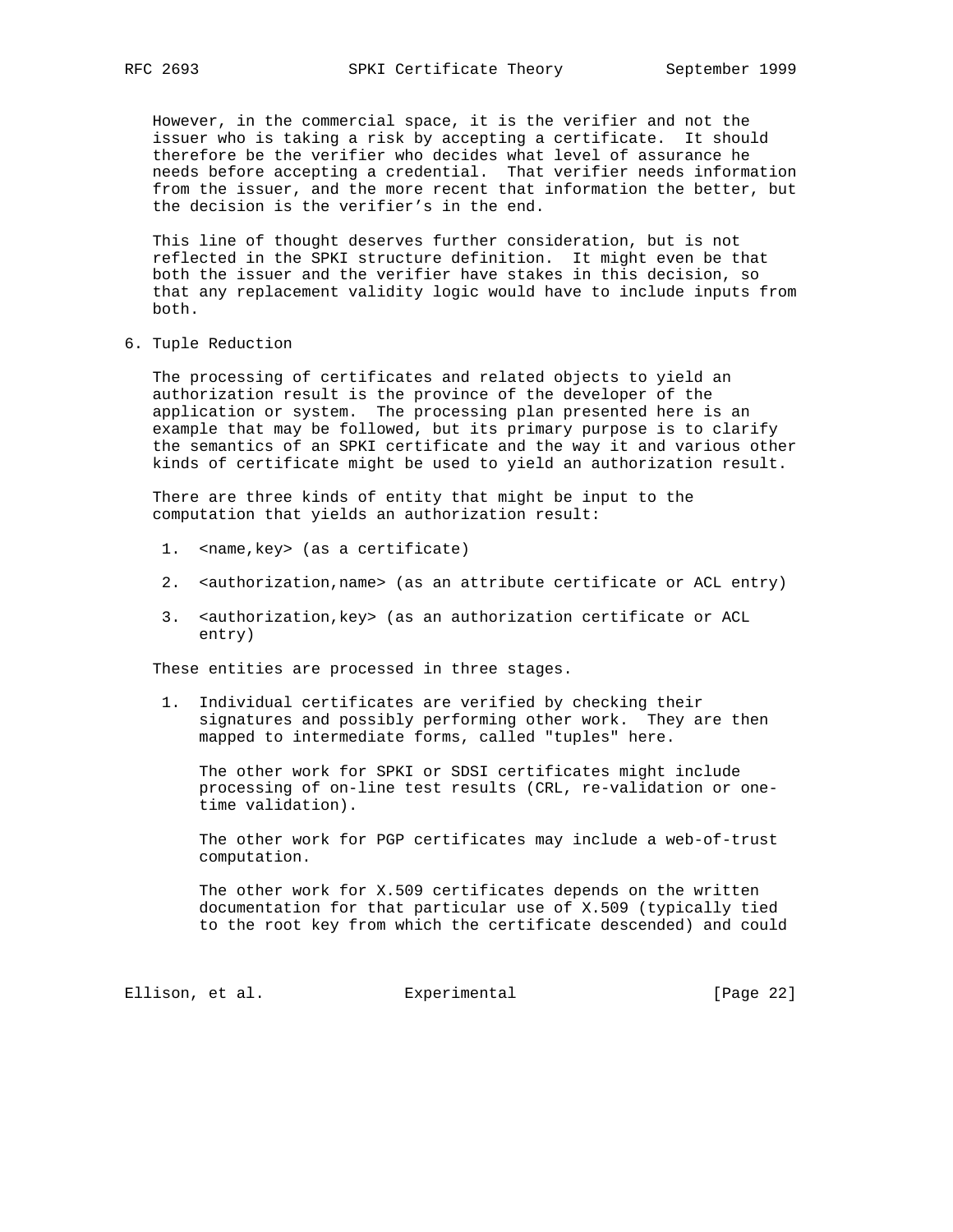However, in the commercial space, it is the verifier and not the issuer who is taking a risk by accepting a certificate. It should therefore be the verifier who decides what level of assurance he needs before accepting a credential. That verifier needs information from the issuer, and the more recent that information the better, but the decision is the verifier's in the end.

This line of thought deserves further consideration, but is not reflected in the SPKI structure definition. It might even be that both the issuer and the verifier have stakes in this decision, so that any replacement validity logic would have to include inputs from both.

## 6. Tuple Reduction

The processing of certificates and related objects to yield an authorization result is the province of the developer of the application or system. The processing plan presented here is an example that may be followed, but its primary purpose is to clarify the semantics of an SPKI certificate and the way it and various other kinds of certificate might be used to yield an authorization result.

There are three kinds of entity that might be input to the computation that yields an authorization result:

1. <name,key> (as a certificate)
2. <authorization,name> (as an attribute certificate or ACL entry)
3. <authorization,key> (as an authorization certificate or ACL entry)

These entities are processed in three stages.

1. Individual certificates are verified by checking their signatures and possibly performing other work. They are then mapped to intermediate forms, called "tuples" here.

   The other work for SPKI or SDSI certificates might include processing of on-line test results (CRL, re-validation or one-time validation).

   The other work for PGP certificates may include a web-of-trust computation.

   The other work for X.509 certificates depends on the written documentation for that particular use of X.509 (typically tied to the root key from which the certificate descended) and could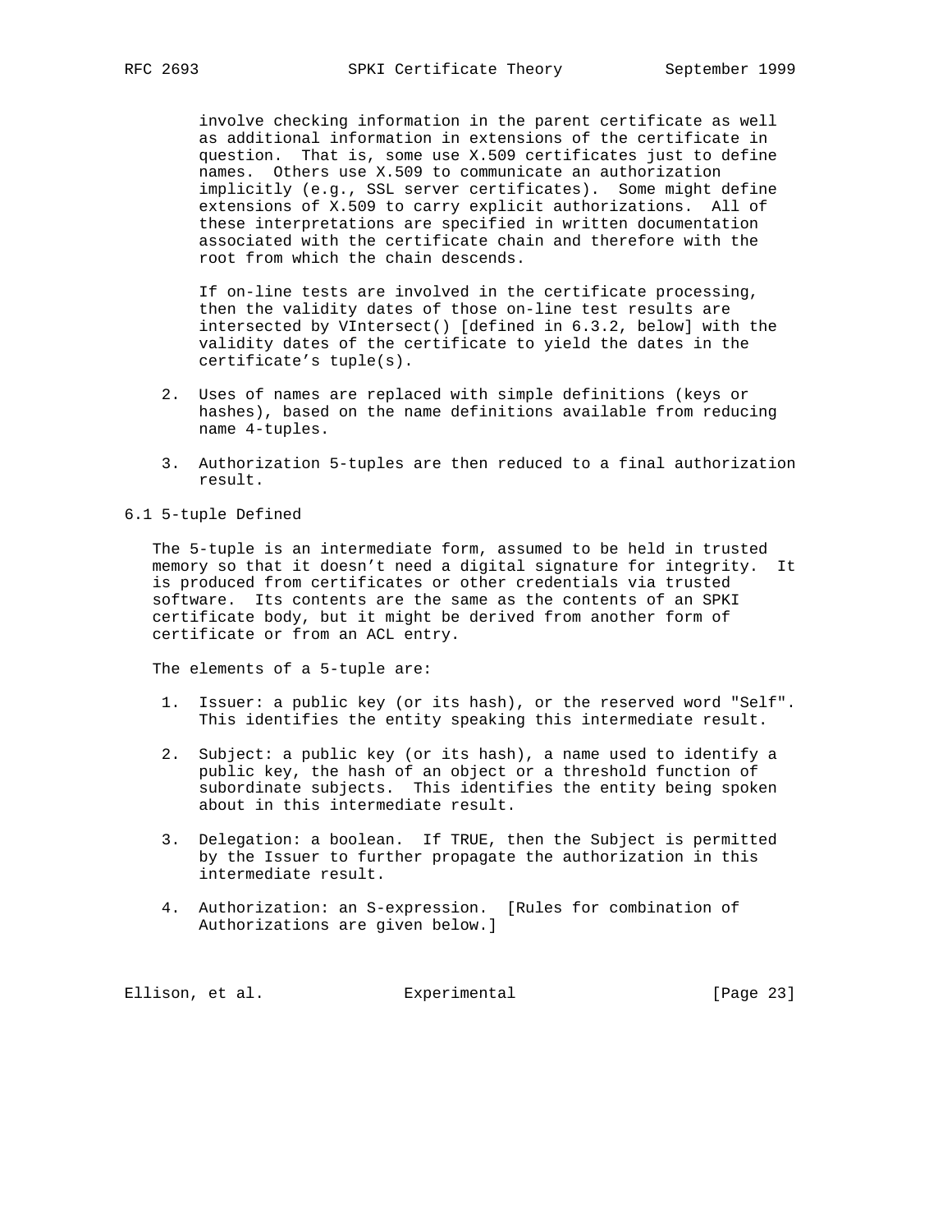involve checking information in the parent certificate as well as additional information in extensions of the certificate in question. That is, some use X.509 certificates just to define names. Others use X.509 to communicate an authorization implicitly (e.g., SSL server certificates). Some might define extensions of X.509 to carry explicit authorizations. All of these interpretations are specified in written documentation associated with the certificate chain and therefore with the root from which the chain descends.

If on-line tests are involved in the certificate processing, then the validity dates of those on-line test results are intersected by VIntersect() [defined in 6.3.2, below] with the validity dates of the certificate to yield the dates in the certificate's tuple(s).

2. Uses of names are replaced with simple definitions (keys or hashes), based on the name definitions available from reducing name 4-tuples.

3. Authorization 5-tuples are then reduced to a final authorization result.

## 6.1 5-tuple Defined

The 5-tuple is an intermediate form, assumed to be held in trusted memory so that it doesn't need a digital signature for integrity. It is produced from certificates or other credentials via trusted software. Its contents are the same as the contents of an SPKI certificate body, but it might be derived from another form of certificate or from an ACL entry.

The elements of a 5-tuple are:

1. Issuer: a public key (or its hash), or the reserved word "Self". This identifies the entity speaking this intermediate result.

2. Subject: a public key (or its hash), a name used to identify a public key, the hash of an object or a threshold function of subordinate subjects. This identifies the entity being spoken about in this intermediate result.

3. Delegation: a boolean. If TRUE, then the Subject is permitted by the Issuer to further propagate the authorization in this intermediate result.

4. Authorization: an S-expression. [Rules for combination of Authorizations are given below.]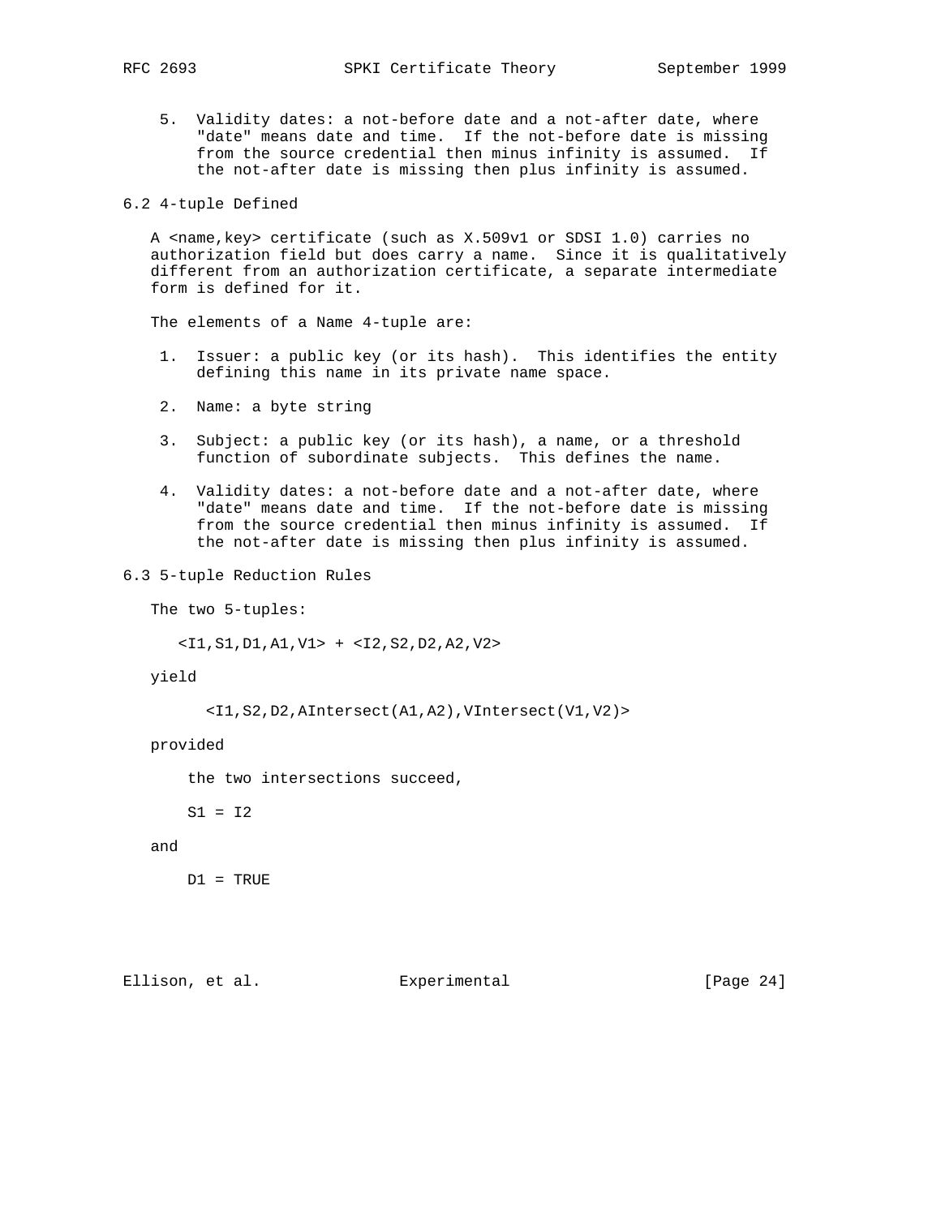5. Validity dates: a not-before date and a not-after date, where "date" means date and time. If the not-before date is missing from the source credential then minus infinity is assumed. If the not-after date is missing then plus infinity is assumed.

## 6.2 4-tuple Defined

A <name,key> certificate (such as X.509v1 or SDSI 1.0) carries no authorization field but does carry a name. Since it is qualitatively different from an authorization certificate, a separate intermediate form is defined for it.

The elements of a Name 4-tuple are:

1. Issuer: a public key (or its hash). This identifies the entity defining this name in its private name space.

2. Name: a byte string

3. Subject: a public key (or its hash), a name, or a threshold function of subordinate subjects. This defines the name.

4. Validity dates: a not-before date and a not-after date, where "date" means date and time. If the not-before date is missing from the source credential then minus infinity is assumed. If the not-after date is missing then plus infinity is assumed.

## 6.3 5-tuple Reduction Rules

The two 5-tuples:

```
<I1,S1,D1,A1,V1> + <I2,S2,D2,A2,V2>
```

yield

```
<I1,S2,D2,AIntersect(A1,A2),VIntersect(V1,V2)>
```

provided

the two intersections succeed,

```
S1 = I2
```

and

```
D1 = TRUE
```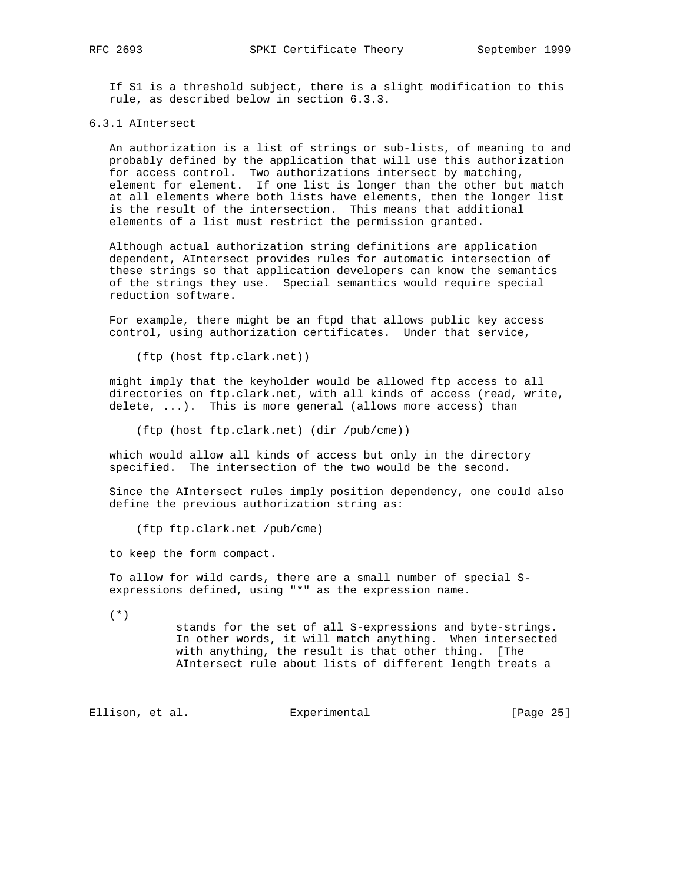If S1 is a threshold subject, there is a slight modification to this rule, as described below in section 6.3.3.

### 6.3.1 AIntersect

An authorization is a list of strings or sub-lists, of meaning to and probably defined by the application that will use this authorization for access control. Two authorizations intersect by matching, element for element. If one list is longer than the other but match at all elements where both lists have elements, then the longer list is the result of the intersection. This means that additional elements of a list must restrict the permission granted.

Although actual authorization string definitions are application dependent, AIntersect provides rules for automatic intersection of these strings so that application developers can know the semantics of the strings they use. Special semantics would require special reduction software.

For example, there might be an ftpd that allows public key access control, using authorization certificates. Under that service,

```
(ftp (host ftp.clark.net))
```

might imply that the keyholder would be allowed ftp access to all directories on ftp.clark.net, with all kinds of access (read, write, delete, ...). This is more general (allows more access) than

```
(ftp (host ftp.clark.net) (dir /pub/cme))
```

which would allow all kinds of access but only in the directory specified. The intersection of the two would be the second.

Since the AIntersect rules imply position dependency, one could also define the previous authorization string as:

```
(ftp ftp.clark.net /pub/cme)
```

to keep the form compact.

To allow for wild cards, there are a small number of special S-expressions defined, using "*" as the expression name.

(*)
: stands for the set of all S-expressions and byte-strings. In other words, it will match anything. When intersected with anything, the result is that other thing. [The AIntersect rule about lists of different length treats a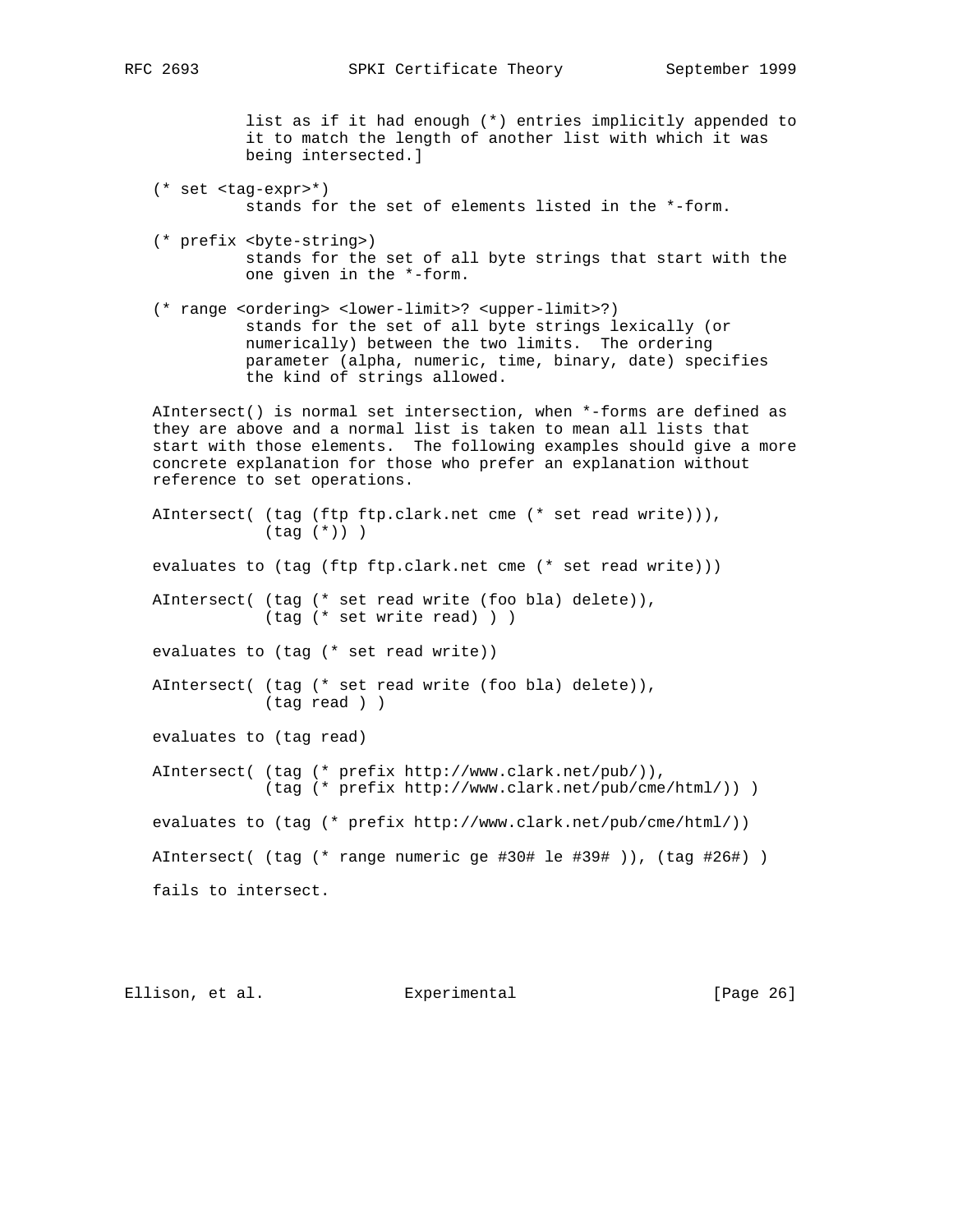list as if it had enough (*) entries implicitly appended to it to match the length of another list with which it was being intersected.]

(* set <tag-expr>*)
stands for the set of elements listed in the *-form.

(* prefix <byte-string>)
stands for the set of all byte strings that start with the one given in the *-form.

(* range <ordering> <lower-limit>? <upper-limit>?)
stands for the set of all byte strings lexically (or numerically) between the two limits. The ordering parameter (alpha, numeric, time, binary, date) specifies the kind of strings allowed.

AIntersect() is normal set intersection, when *-forms are defined as they are above and a normal list is taken to mean all lists that start with those elements. The following examples should give a more concrete explanation for those who prefer an explanation without reference to set operations.

```
AIntersect( (tag (ftp ftp.clark.net cme (* set read write))),
            (tag (*)) )
```

evaluates to (tag (ftp ftp.clark.net cme (* set read write)))

```
AIntersect( (tag (* set read write (foo bla) delete)),
            (tag (* set write read) ) )
```

evaluates to (tag (* set read write))

```
AIntersect( (tag (* set read write (foo bla) delete)),
            (tag read ) )
```

evaluates to (tag read)

```
AIntersect( (tag (* prefix http://www.clark.net/pub/)),
            (tag (* prefix http://www.clark.net/pub/cme/html/)) )
```

evaluates to (tag (* prefix http://www.clark.net/pub/cme/html/))

```
AIntersect( (tag (* range numeric ge #30# le #39# )), (tag #26#) )
```

fails to intersect.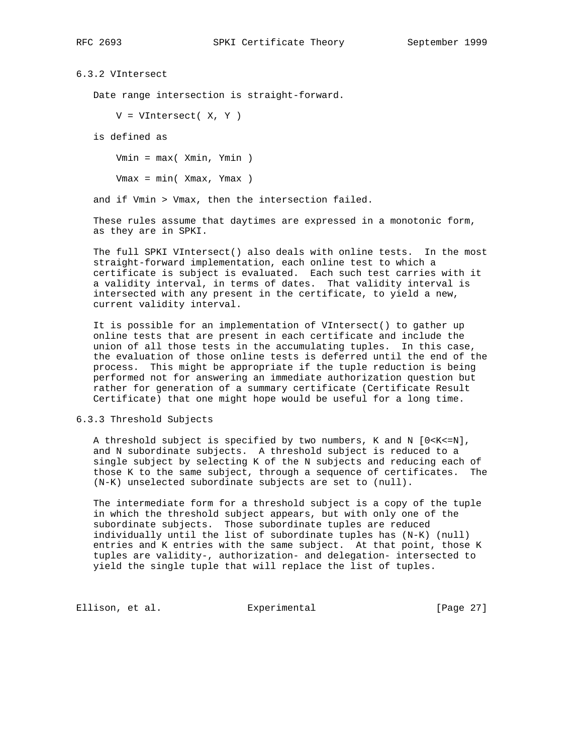### 6.3.2 VIntersect

Date range intersection is straight-forward.

```
V = VIntersect( X, Y )
```

is defined as

```
Vmin = max( Xmin, Ymin )

Vmax = min( Xmax, Ymax )
```

and if Vmin > Vmax, then the intersection failed.

These rules assume that daytimes are expressed in a monotonic form, as they are in SPKI.

The full SPKI VIntersect() also deals with online tests. In the most straight-forward implementation, each online test to which a certificate is subject is evaluated. Each such test carries with it a validity interval, in terms of dates. That validity interval is intersected with any present in the certificate, to yield a new, current validity interval.

It is possible for an implementation of VIntersect() to gather up online tests that are present in each certificate and include the union of all those tests in the accumulating tuples. In this case, the evaluation of those online tests is deferred until the end of the process. This might be appropriate if the tuple reduction is being performed not for answering an immediate authorization question but rather for generation of a summary certificate (Certificate Result Certificate) that one might hope would be useful for a long time.

### 6.3.3 Threshold Subjects

A threshold subject is specified by two numbers, K and N [0<K<=N], and N subordinate subjects. A threshold subject is reduced to a single subject by selecting K of the N subjects and reducing each of those K to the same subject, through a sequence of certificates. The (N-K) unselected subordinate subjects are set to (null).

The intermediate form for a threshold subject is a copy of the tuple in which the threshold subject appears, but with only one of the subordinate subjects. Those subordinate tuples are reduced individually until the list of subordinate tuples has (N-K) (null) entries and K entries with the same subject. At that point, those K tuples are validity-, authorization- and delegation- intersected to yield the single tuple that will replace the list of tuples.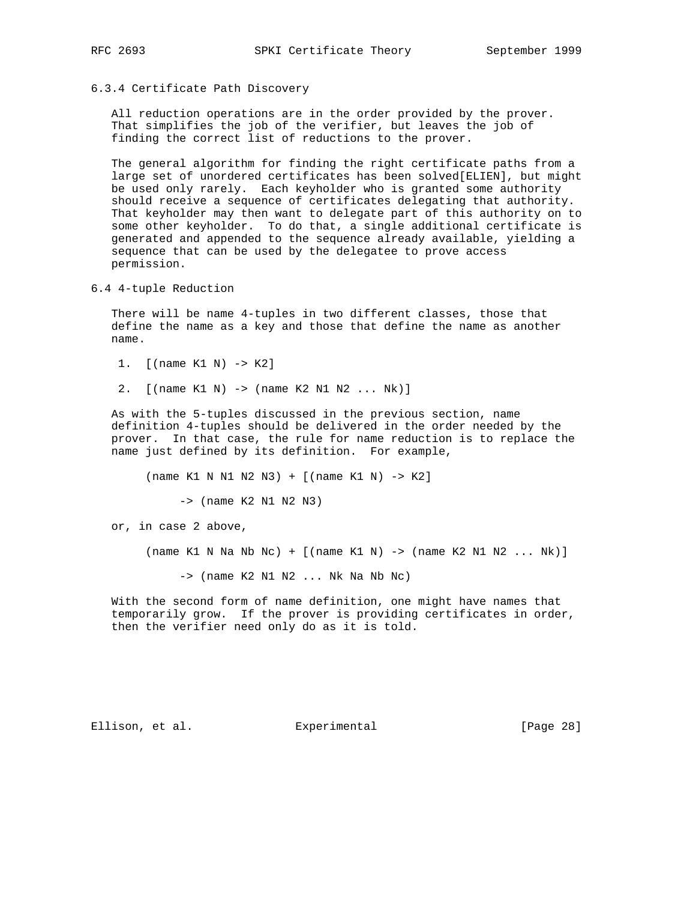### 6.3.4 Certificate Path Discovery

All reduction operations are in the order provided by the prover. That simplifies the job of the verifier, but leaves the job of finding the correct list of reductions to the prover.

The general algorithm for finding the right certificate paths from a large set of unordered certificates has been solved[ELIEN], but might be used only rarely. Each keyholder who is granted some authority should receive a sequence of certificates delegating that authority. That keyholder may then want to delegate part of this authority on to some other keyholder. To do that, a single additional certificate is generated and appended to the sequence already available, yielding a sequence that can be used by the delegatee to prove access permission.

## 6.4 4-tuple Reduction

There will be name 4-tuples in two different classes, those that define the name as a key and those that define the name as another name.

```
1.  [(name K1 N) -> K2]

2.  [(name K1 N) -> (name K2 N1 N2 ... Nk)]
```

As with the 5-tuples discussed in the previous section, name definition 4-tuples should be delivered in the order needed by the prover. In that case, the rule for name reduction is to replace the name just defined by its definition. For example,

```
(name K1 N N1 N2 N3) + [(name K1 N) -> K2]

     -> (name K2 N1 N2 N3)
```

or, in case 2 above,

```
(name K1 N Na Nb Nc) + [(name K1 N) -> (name K2 N1 N2 ... Nk)]

     -> (name K2 N1 N2 ... Nk Na Nb Nc)
```

With the second form of name definition, one might have names that temporarily grow. If the prover is providing certificates in order, then the verifier need only do as it is told.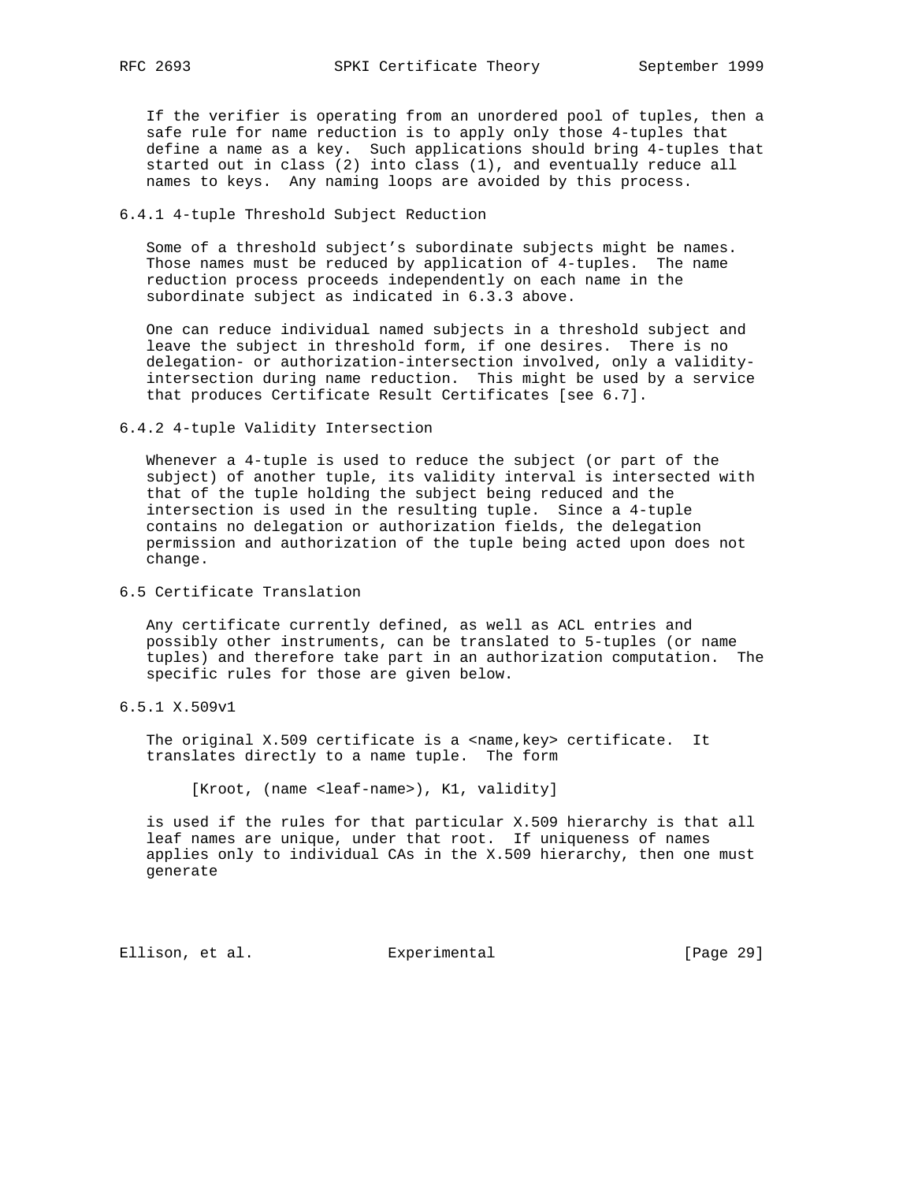If the verifier is operating from an unordered pool of tuples, then a safe rule for name reduction is to apply only those 4-tuples that define a name as a key. Such applications should bring 4-tuples that started out in class (2) into class (1), and eventually reduce all names to keys. Any naming loops are avoided by this process.

### 6.4.1 4-tuple Threshold Subject Reduction

Some of a threshold subject's subordinate subjects might be names. Those names must be reduced by application of 4-tuples. The name reduction process proceeds independently on each name in the subordinate subject as indicated in 6.3.3 above.

One can reduce individual named subjects in a threshold subject and leave the subject in threshold form, if one desires. There is no delegation- or authorization-intersection involved, only a validity-intersection during name reduction. This might be used by a service that produces Certificate Result Certificates [see 6.7].

### 6.4.2 4-tuple Validity Intersection

Whenever a 4-tuple is used to reduce the subject (or part of the subject) of another tuple, its validity interval is intersected with that of the tuple holding the subject being reduced and the intersection is used in the resulting tuple. Since a 4-tuple contains no delegation or authorization fields, the delegation permission and authorization of the tuple being acted upon does not change.

## 6.5 Certificate Translation

Any certificate currently defined, as well as ACL entries and possibly other instruments, can be translated to 5-tuples (or name tuples) and therefore take part in an authorization computation. The specific rules for those are given below.

### 6.5.1 X.509v1

The original X.509 certificate is a <name,key> certificate. It translates directly to a name tuple. The form

```
[Kroot, (name <leaf-name>), K1, validity]
```

is used if the rules for that particular X.509 hierarchy is that all leaf names are unique, under that root. If uniqueness of names applies only to individual CAs in the X.509 hierarchy, then one must generate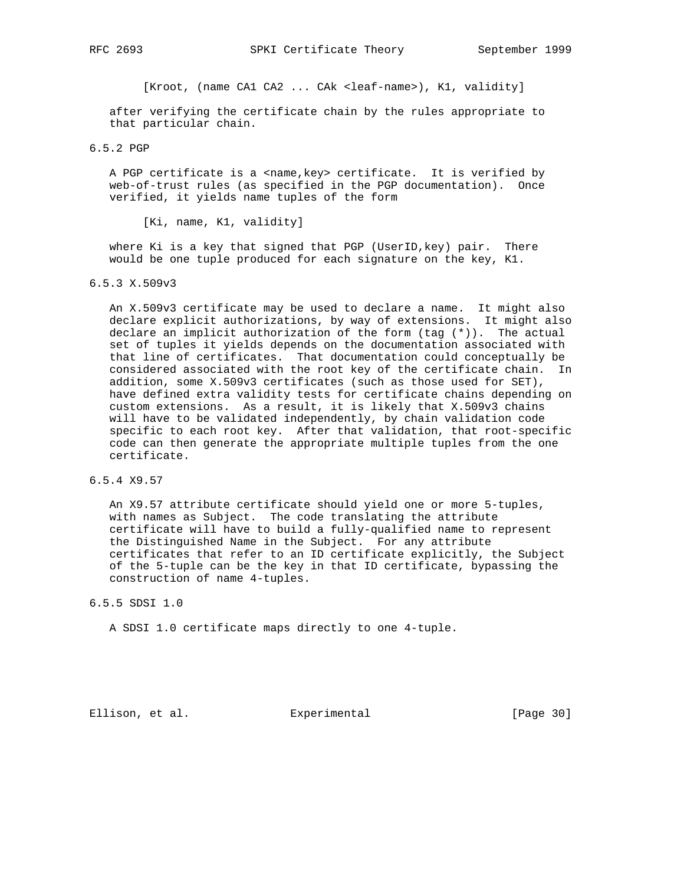```
[Kroot, (name CA1 CA2 ... CAk <leaf-name>), K1, validity]
```

after verifying the certificate chain by the rules appropriate to that particular chain.

### 6.5.2 PGP

A PGP certificate is a <name,key> certificate. It is verified by web-of-trust rules (as specified in the PGP documentation). Once verified, it yields name tuples of the form

```
[Ki, name, K1, validity]
```

where Ki is a key that signed that PGP (UserID,key) pair. There would be one tuple produced for each signature on the key, K1.

### 6.5.3 X.509v3

An X.509v3 certificate may be used to declare a name. It might also declare explicit authorizations, by way of extensions. It might also declare an implicit authorization of the form (tag (*)). The actual set of tuples it yields depends on the documentation associated with that line of certificates. That documentation could conceptually be considered associated with the root key of the certificate chain. In addition, some X.509v3 certificates (such as those used for SET), have defined extra validity tests for certificate chains depending on custom extensions. As a result, it is likely that X.509v3 chains will have to be validated independently, by chain validation code specific to each root key. After that validation, that root-specific code can then generate the appropriate multiple tuples from the one certificate.

### 6.5.4 X9.57

An X9.57 attribute certificate should yield one or more 5-tuples, with names as Subject. The code translating the attribute certificate will have to build a fully-qualified name to represent the Distinguished Name in the Subject. For any attribute certificates that refer to an ID certificate explicitly, the Subject of the 5-tuple can be the key in that ID certificate, bypassing the construction of name 4-tuples.

### 6.5.5 SDSI 1.0

A SDSI 1.0 certificate maps directly to one 4-tuple.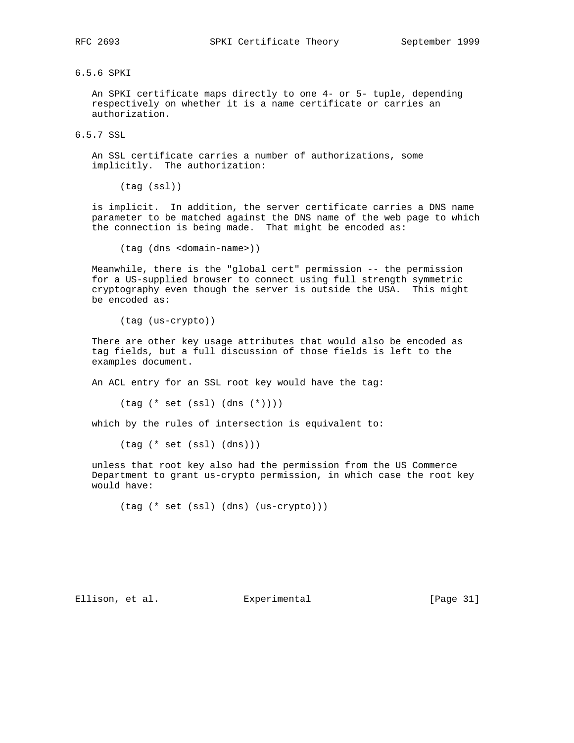### 6.5.6 SPKI

An SPKI certificate maps directly to one 4- or 5- tuple, depending respectively on whether it is a name certificate or carries an authorization.

### 6.5.7 SSL

An SSL certificate carries a number of authorizations, some implicitly. The authorization:

```
(tag (ssl))
```

is implicit. In addition, the server certificate carries a DNS name parameter to be matched against the DNS name of the web page to which the connection is being made. That might be encoded as:

```
(tag (dns <domain-name>))
```

Meanwhile, there is the "global cert" permission -- the permission for a US-supplied browser to connect using full strength symmetric cryptography even though the server is outside the USA. This might be encoded as:

```
(tag (us-crypto))
```

There are other key usage attributes that would also be encoded as tag fields, but a full discussion of those fields is left to the examples document.

An ACL entry for an SSL root key would have the tag:

```
(tag (* set (ssl) (dns (*))))
```

which by the rules of intersection is equivalent to:

```
(tag (* set (ssl) (dns)))
```

unless that root key also had the permission from the US Commerce Department to grant us-crypto permission, in which case the root key would have:

```
(tag (* set (ssl) (dns) (us-crypto)))
```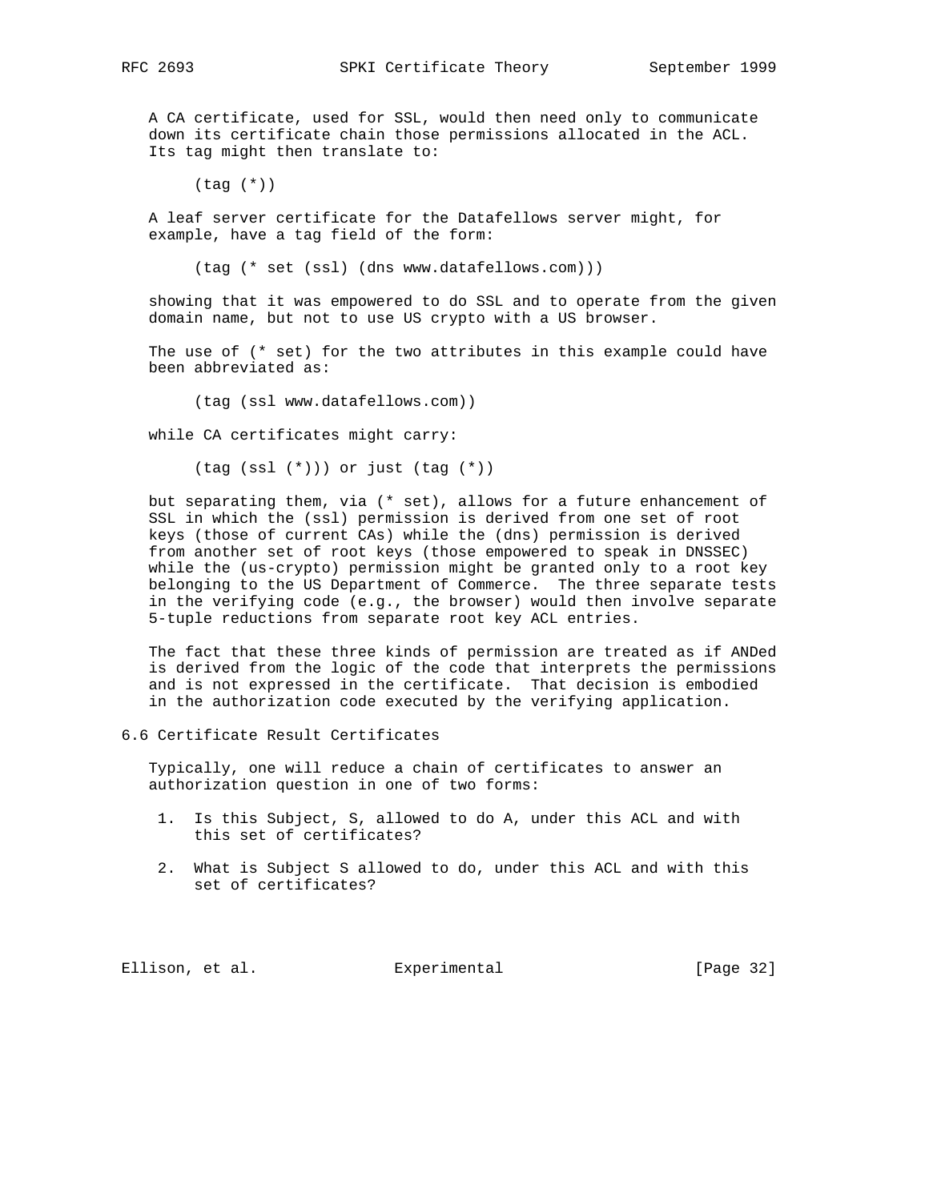A CA certificate, used for SSL, would then need only to communicate down its certificate chain those permissions allocated in the ACL. Its tag might then translate to:

```
(tag (*))
```

A leaf server certificate for the Datafellows server might, for example, have a tag field of the form:

```
(tag (* set (ssl) (dns www.datafellows.com)))
```

showing that it was empowered to do SSL and to operate from the given domain name, but not to use US crypto with a US browser.

The use of (* set) for the two attributes in this example could have been abbreviated as:

```
(tag (ssl www.datafellows.com))
```

while CA certificates might carry:

```
(tag (ssl (*))) or just (tag (*))
```

but separating them, via (* set), allows for a future enhancement of SSL in which the (ssl) permission is derived from one set of root keys (those of current CAs) while the (dns) permission is derived from another set of root keys (those empowered to speak in DNSSEC) while the (us-crypto) permission might be granted only to a root key belonging to the US Department of Commerce. The three separate tests in the verifying code (e.g., the browser) would then involve separate 5-tuple reductions from separate root key ACL entries.

The fact that these three kinds of permission are treated as if ANDed is derived from the logic of the code that interprets the permissions and is not expressed in the certificate. That decision is embodied in the authorization code executed by the verifying application.

## 6.6 Certificate Result Certificates

Typically, one will reduce a chain of certificates to answer an authorization question in one of two forms:

1. Is this Subject, S, allowed to do A, under this ACL and with this set of certificates?
2. What is Subject S allowed to do, under this ACL and with this set of certificates?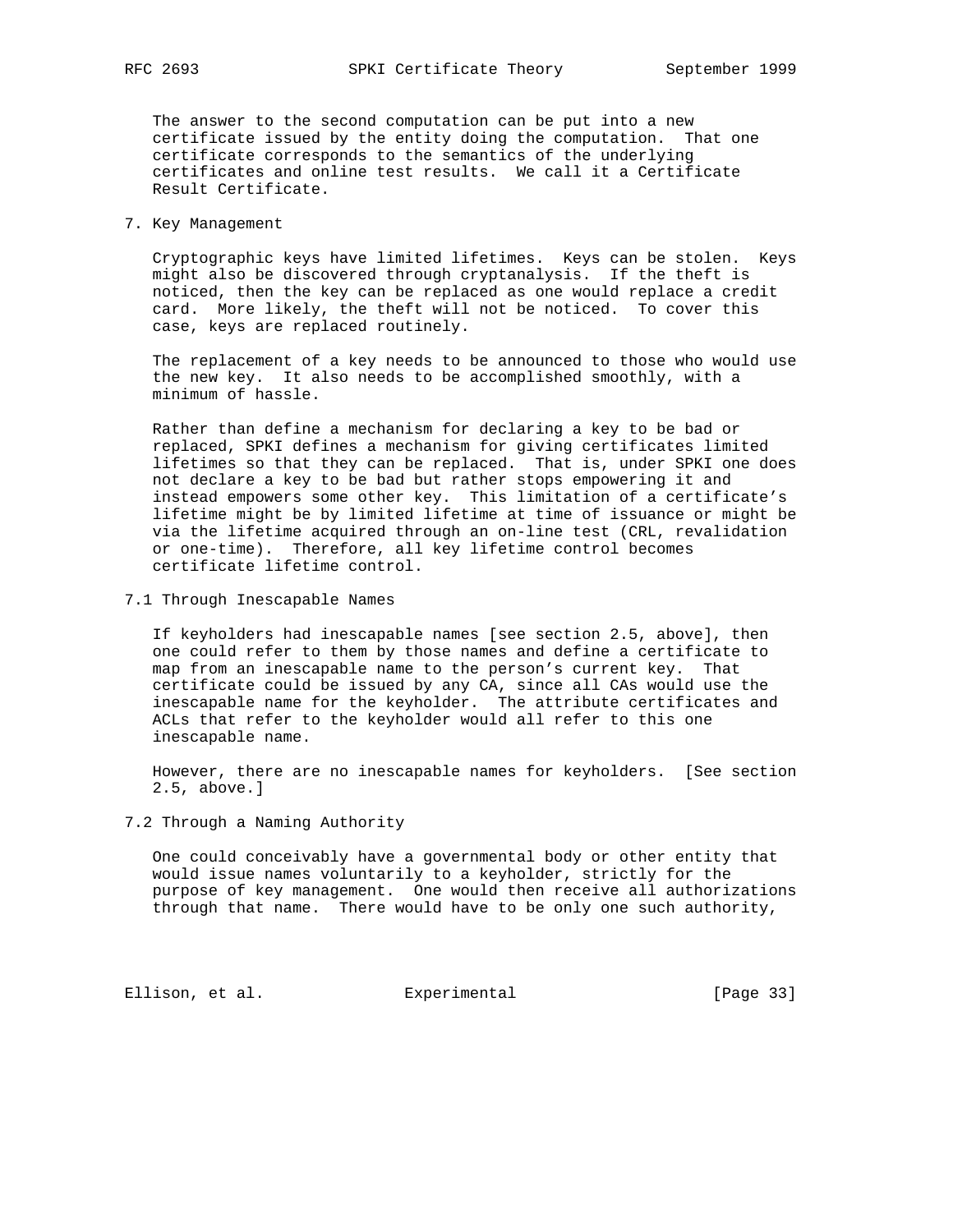The answer to the second computation can be put into a new certificate issued by the entity doing the computation. That one certificate corresponds to the semantics of the underlying certificates and online test results. We call it a Certificate Result Certificate.

## 7. Key Management

Cryptographic keys have limited lifetimes. Keys can be stolen. Keys might also be discovered through cryptanalysis. If the theft is noticed, then the key can be replaced as one would replace a credit card. More likely, the theft will not be noticed. To cover this case, keys are replaced routinely.

The replacement of a key needs to be announced to those who would use the new key. It also needs to be accomplished smoothly, with a minimum of hassle.

Rather than define a mechanism for declaring a key to be bad or replaced, SPKI defines a mechanism for giving certificates limited lifetimes so that they can be replaced. That is, under SPKI one does not declare a key to be bad but rather stops empowering it and instead empowers some other key. This limitation of a certificate's lifetime might be by limited lifetime at time of issuance or might be via the lifetime acquired through an on-line test (CRL, revalidation or one-time). Therefore, all key lifetime control becomes certificate lifetime control.

### 7.1 Through Inescapable Names

If keyholders had inescapable names [see section 2.5, above], then one could refer to them by those names and define a certificate to map from an inescapable name to the person's current key. That certificate could be issued by any CA, since all CAs would use the inescapable name for the keyholder. The attribute certificates and ACLs that refer to the keyholder would all refer to this one inescapable name.

However, there are no inescapable names for keyholders. [See section 2.5, above.]

### 7.2 Through a Naming Authority

One could conceivably have a governmental body or other entity that would issue names voluntarily to a keyholder, strictly for the purpose of key management. One would then receive all authorizations through that name. There would have to be only one such authority,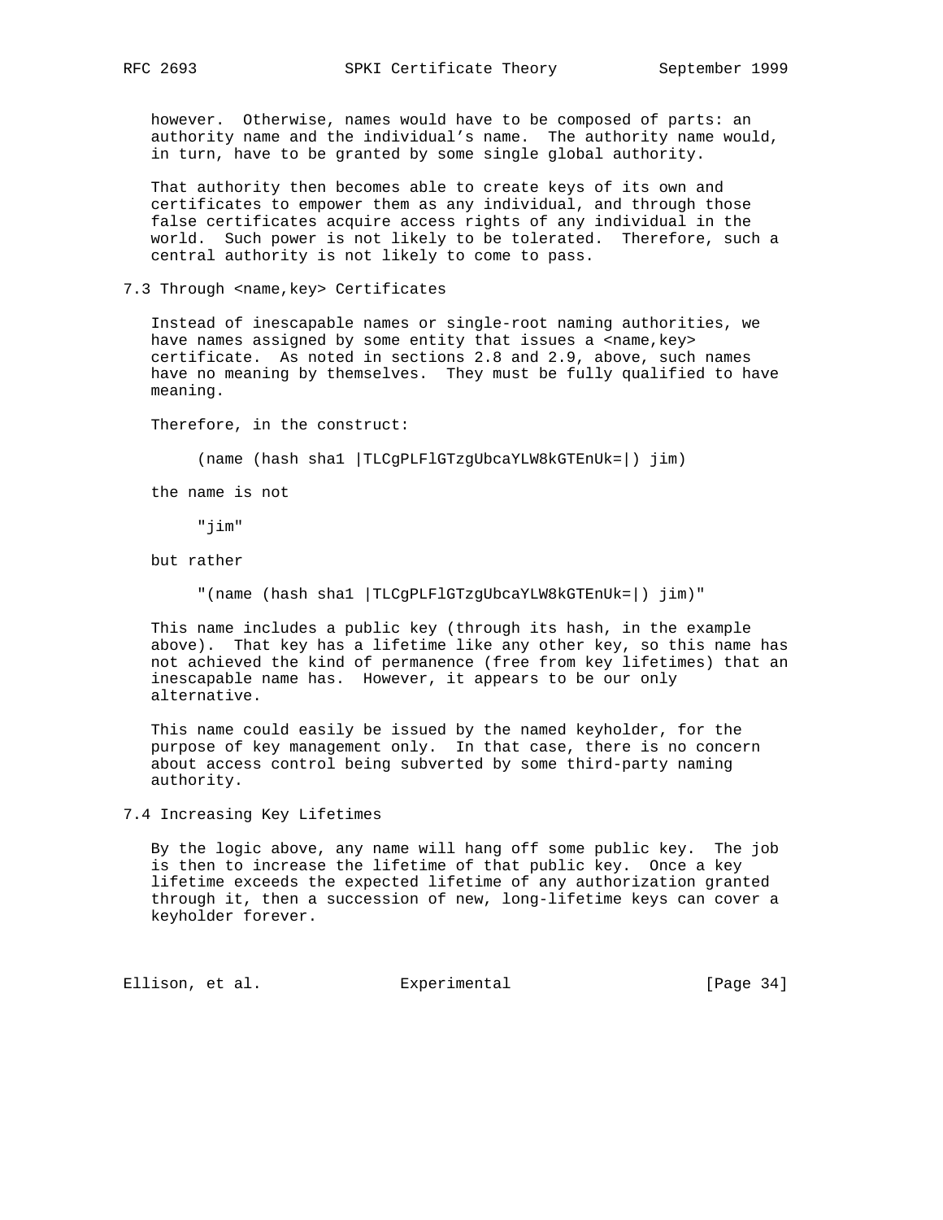however. Otherwise, names would have to be composed of parts: an authority name and the individual's name. The authority name would, in turn, have to be granted by some single global authority.

That authority then becomes able to create keys of its own and certificates to empower them as any individual, and through those false certificates acquire access rights of any individual in the world. Such power is not likely to be tolerated. Therefore, such a central authority is not likely to come to pass.

### 7.3 Through <name,key> Certificates

Instead of inescapable names or single-root naming authorities, we have names assigned by some entity that issues a <name,key> certificate. As noted in sections 2.8 and 2.9, above, such names have no meaning by themselves. They must be fully qualified to have meaning.

Therefore, in the construct:

```
(name (hash sha1 |TLCgPLFlGTzgUbcaYLW8kGTEnUk=|) jim)
```

the name is not

```
"jim"
```

but rather

```
"(name (hash sha1 |TLCgPLFlGTzgUbcaYLW8kGTEnUk=|) jim)"
```

This name includes a public key (through its hash, in the example above). That key has a lifetime like any other key, so this name has not achieved the kind of permanence (free from key lifetimes) that an inescapable name has. However, it appears to be our only alternative.

This name could easily be issued by the named keyholder, for the purpose of key management only. In that case, there is no concern about access control being subverted by some third-party naming authority.

### 7.4 Increasing Key Lifetimes

By the logic above, any name will hang off some public key. The job is then to increase the lifetime of that public key. Once a key lifetime exceeds the expected lifetime of any authorization granted through it, then a succession of new, long-lifetime keys can cover a keyholder forever.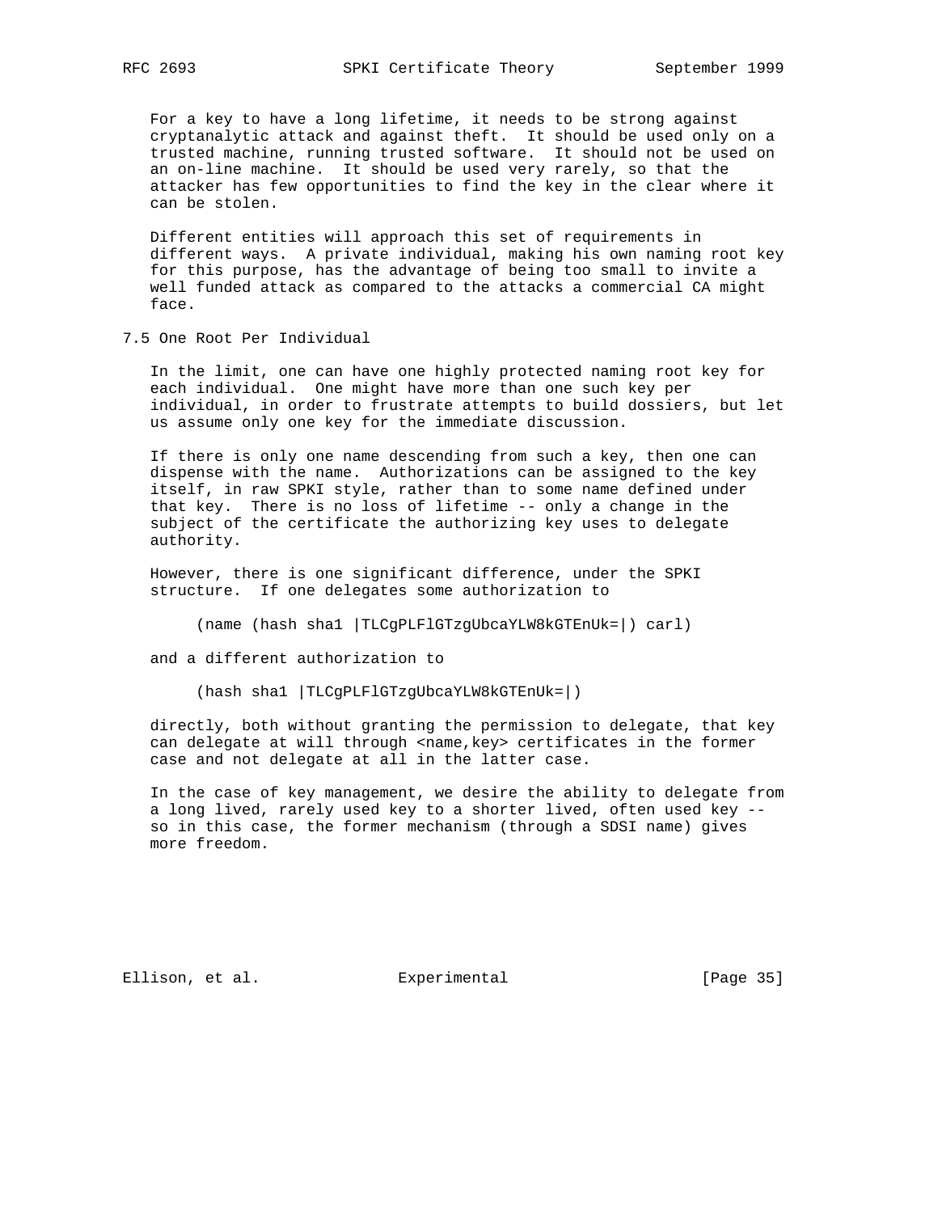For a key to have a long lifetime, it needs to be strong against cryptanalytic attack and against theft. It should be used only on a trusted machine, running trusted software. It should not be used on an on-line machine. It should be used very rarely, so that the attacker has few opportunities to find the key in the clear where it can be stolen.

Different entities will approach this set of requirements in different ways. A private individual, making his own naming root key for this purpose, has the advantage of being too small to invite a well funded attack as compared to the attacks a commercial CA might face.

## 7.5 One Root Per Individual

In the limit, one can have one highly protected naming root key for each individual. One might have more than one such key per individual, in order to frustrate attempts to build dossiers, but let us assume only one key for the immediate discussion.

If there is only one name descending from such a key, then one can dispense with the name. Authorizations can be assigned to the key itself, in raw SPKI style, rather than to some name defined under that key. There is no loss of lifetime -- only a change in the subject of the certificate the authorizing key uses to delegate authority.

However, there is one significant difference, under the SPKI structure. If one delegates some authorization to

```
(name (hash sha1 |TLCgPLFlGTzgUbcaYLW8kGTEnUk=|) carl)
```

and a different authorization to

```
(hash sha1 |TLCgPLFlGTzgUbcaYLW8kGTEnUk=|)
```

directly, both without granting the permission to delegate, that key can delegate at will through <name,key> certificates in the former case and not delegate at all in the latter case.

In the case of key management, we desire the ability to delegate from a long lived, rarely used key to a shorter lived, often used key -- so in this case, the former mechanism (through a SDSI name) gives more freedom.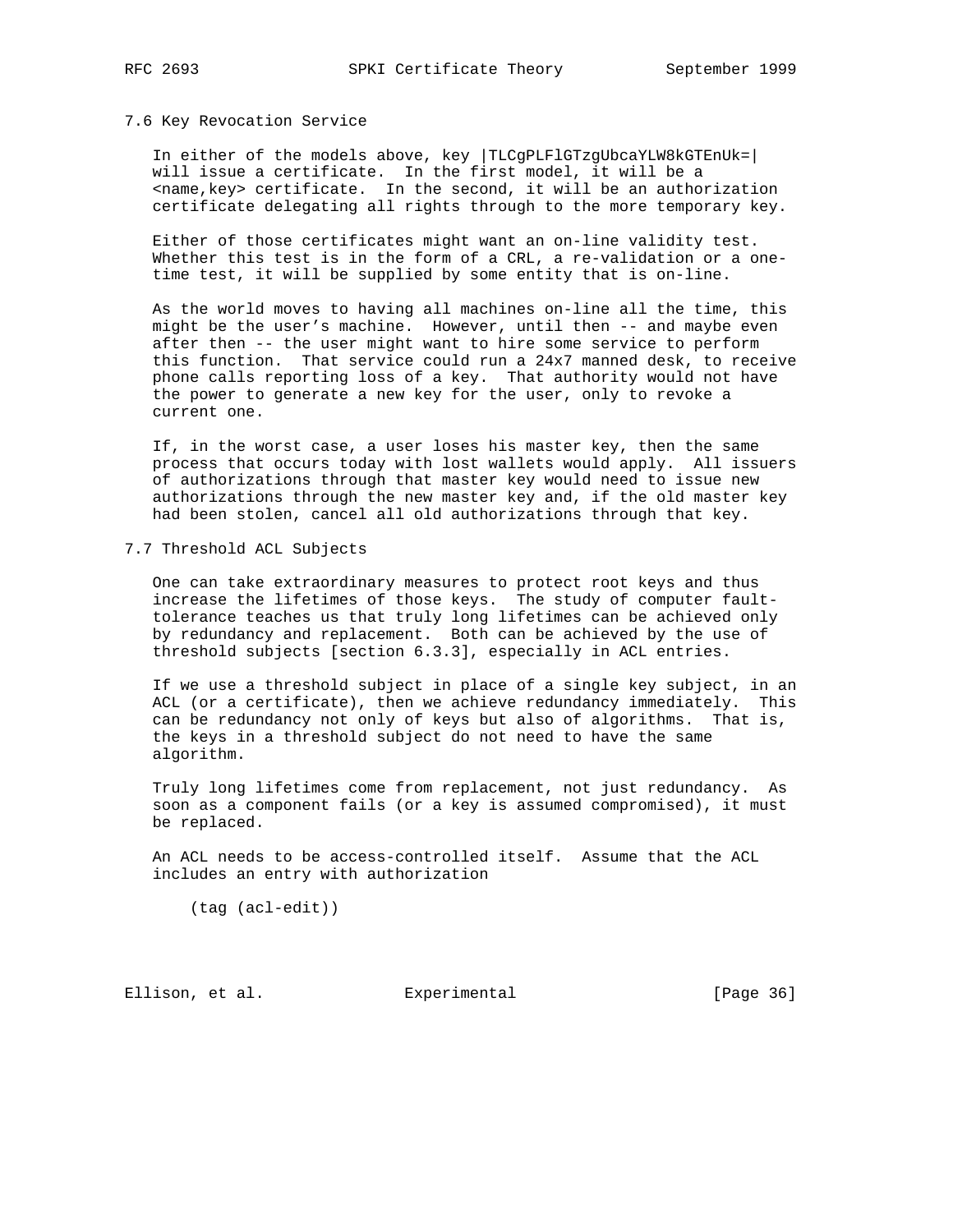## 7.6 Key Revocation Service

In either of the models above, key |TLCgPLFlGTzgUbcaYLW8kGTEnUk=| will issue a certificate. In the first model, it will be a <name,key> certificate. In the second, it will be an authorization certificate delegating all rights through to the more temporary key.

Either of those certificates might want an on-line validity test. Whether this test is in the form of a CRL, a re-validation or a one-time test, it will be supplied by some entity that is on-line.

As the world moves to having all machines on-line all the time, this might be the user's machine. However, until then -- and maybe even after then -- the user might want to hire some service to perform this function. That service could run a 24x7 manned desk, to receive phone calls reporting loss of a key. That authority would not have the power to generate a new key for the user, only to revoke a current one.

If, in the worst case, a user loses his master key, then the same process that occurs today with lost wallets would apply. All issuers of authorizations through that master key would need to issue new authorizations through the new master key and, if the old master key had been stolen, cancel all old authorizations through that key.

## 7.7 Threshold ACL Subjects

One can take extraordinary measures to protect root keys and thus increase the lifetimes of those keys. The study of computer fault-tolerance teaches us that truly long lifetimes can be achieved only by redundancy and replacement. Both can be achieved by the use of threshold subjects [section 6.3.3], especially in ACL entries.

If we use a threshold subject in place of a single key subject, in an ACL (or a certificate), then we achieve redundancy immediately. This can be redundancy not only of keys but also of algorithms. That is, the keys in a threshold subject do not need to have the same algorithm.

Truly long lifetimes come from replacement, not just redundancy. As soon as a component fails (or a key is assumed compromised), it must be replaced.

An ACL needs to be access-controlled itself. Assume that the ACL includes an entry with authorization

```
(tag (acl-edit))
```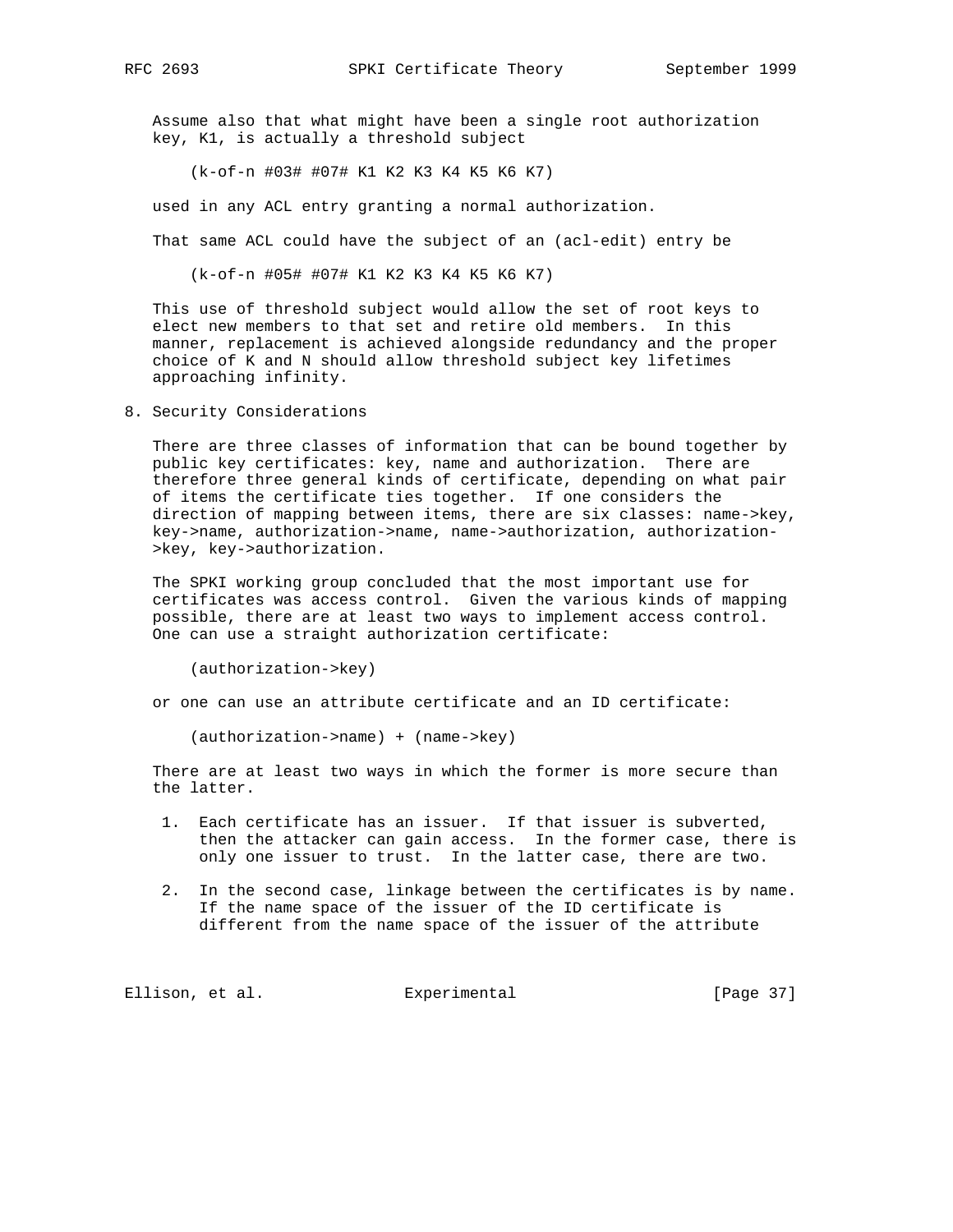Assume also that what might have been a single root authorization key, K1, is actually a threshold subject

```
(k-of-n #03# #07# K1 K2 K3 K4 K5 K6 K7)
```

used in any ACL entry granting a normal authorization.

That same ACL could have the subject of an (acl-edit) entry be

```
(k-of-n #05# #07# K1 K2 K3 K4 K5 K6 K7)
```

This use of threshold subject would allow the set of root keys to elect new members to that set and retire old members. In this manner, replacement is achieved alongside redundancy and the proper choice of K and N should allow threshold subject key lifetimes approaching infinity.

## 8. Security Considerations

There are three classes of information that can be bound together by public key certificates: key, name and authorization. There are therefore three general kinds of certificate, depending on what pair of items the certificate ties together. If one considers the direction of mapping between items, there are six classes: name->key, key->name, authorization->name, name->authorization, authorization->key, key->authorization.

The SPKI working group concluded that the most important use for certificates was access control. Given the various kinds of mapping possible, there are at least two ways to implement access control. One can use a straight authorization certificate:

```
(authorization->key)
```

or one can use an attribute certificate and an ID certificate:

```
(authorization->name) + (name->key)
```

There are at least two ways in which the former is more secure than the latter.

1. Each certificate has an issuer. If that issuer is subverted, then the attacker can gain access. In the former case, there is only one issuer to trust. In the latter case, there are two.

2. In the second case, linkage between the certificates is by name. If the name space of the issuer of the ID certificate is different from the name space of the issuer of the attribute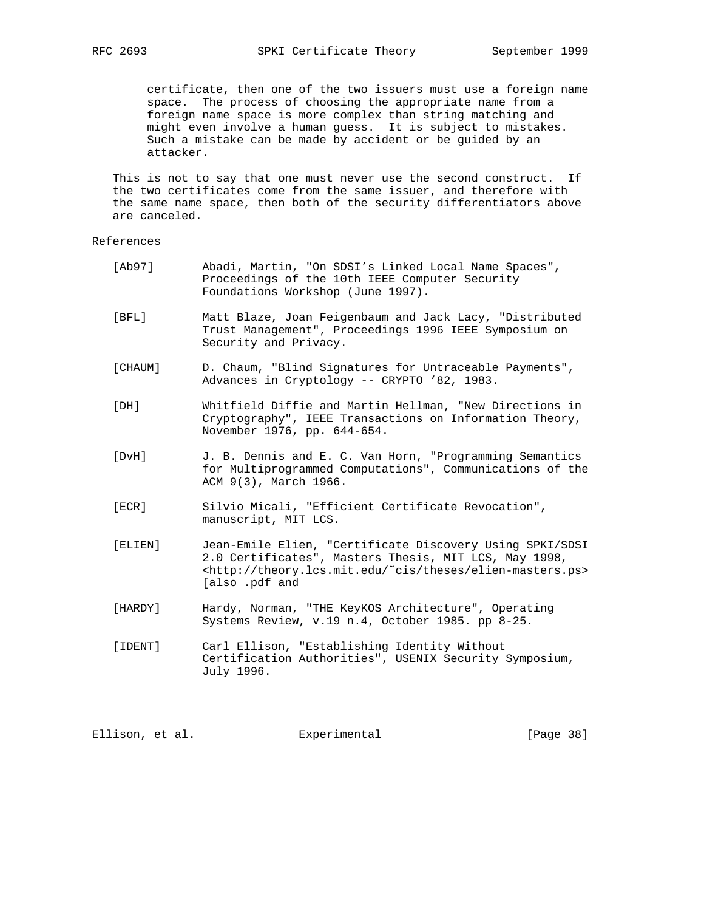certificate, then one of the two issuers must use a foreign name space. The process of choosing the appropriate name from a foreign name space is more complex than string matching and might even involve a human guess. It is subject to mistakes. Such a mistake can be made by accident or be guided by an attacker.

This is not to say that one must never use the second construct. If the two certificates come from the same issuer, and therefore with the same name space, then both of the security differentiators above are canceled.

## References

[Ab97] Abadi, Martin, "On SDSI's Linked Local Name Spaces", Proceedings of the 10th IEEE Computer Security Foundations Workshop (June 1997).

[BFL] Matt Blaze, Joan Feigenbaum and Jack Lacy, "Distributed Trust Management", Proceedings 1996 IEEE Symposium on Security and Privacy.

[CHAUM] D. Chaum, "Blind Signatures for Untraceable Payments", Advances in Cryptology -- CRYPTO '82, 1983.

[DH] Whitfield Diffie and Martin Hellman, "New Directions in Cryptography", IEEE Transactions on Information Theory, November 1976, pp. 644-654.

[DvH] J. B. Dennis and E. C. Van Horn, "Programming Semantics for Multiprogrammed Computations", Communications of the ACM 9(3), March 1966.

[ECR] Silvio Micali, "Efficient Certificate Revocation", manuscript, MIT LCS.

[ELIEN] Jean-Emile Elien, "Certificate Discovery Using SPKI/SDSI 2.0 Certificates", Masters Thesis, MIT LCS, May 1998, <http://theory.lcs.mit.edu/~cis/theses/elien-masters.ps> [also .pdf and

[HARDY] Hardy, Norman, "THE KeyKOS Architecture", Operating Systems Review, v.19 n.4, October 1985. pp 8-25.

[IDENT] Carl Ellison, "Establishing Identity Without Certification Authorities", USENIX Security Symposium, July 1996.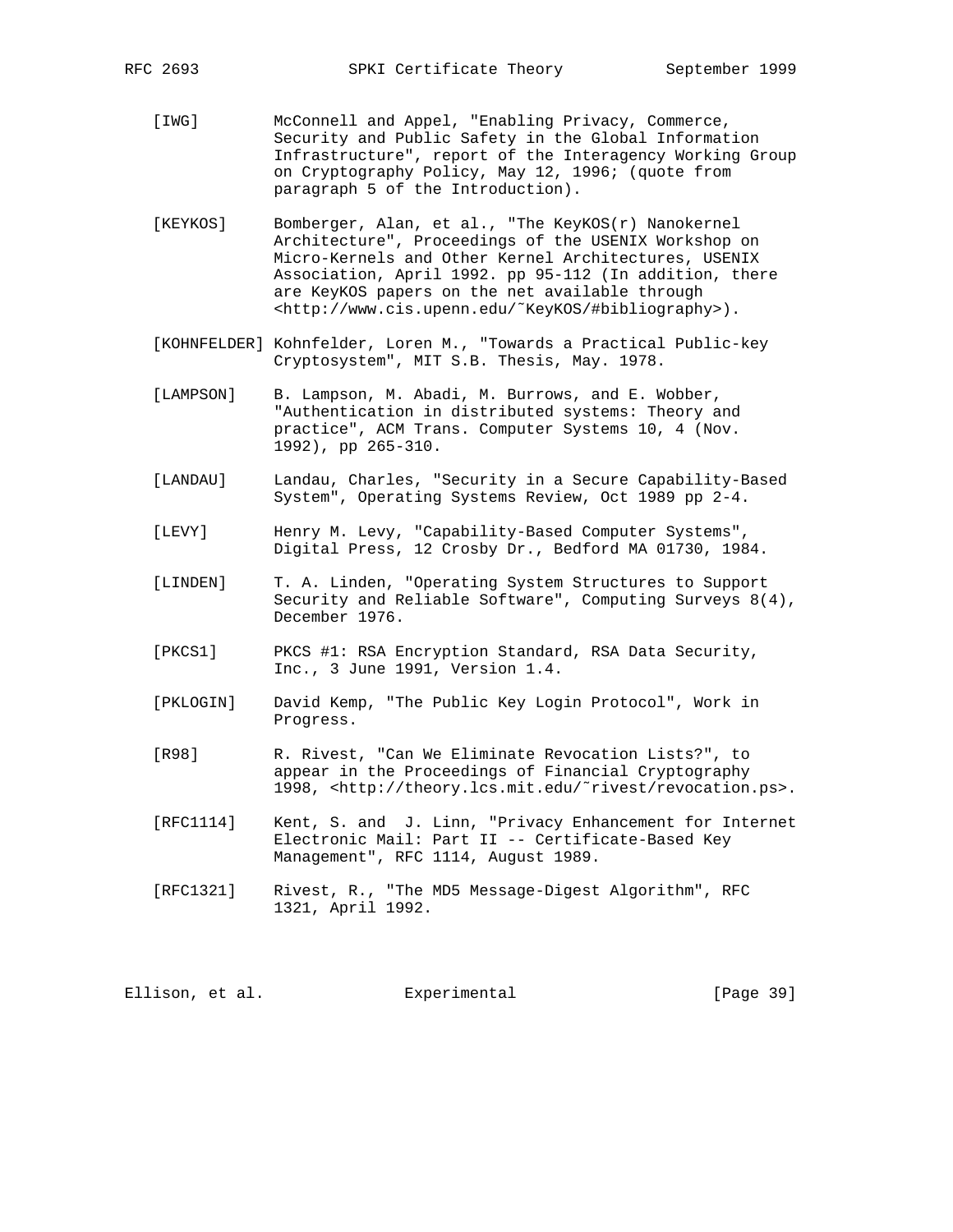[IWG] McConnell and Appel, "Enabling Privacy, Commerce, Security and Public Safety in the Global Information Infrastructure", report of the Interagency Working Group on Cryptography Policy, May 12, 1996; (quote from paragraph 5 of the Introduction).

[KEYKOS] Bomberger, Alan, et al., "The KeyKOS(r) Nanokernel Architecture", Proceedings of the USENIX Workshop on Micro-Kernels and Other Kernel Architectures, USENIX Association, April 1992. pp 95-112 (In addition, there are KeyKOS papers on the net available through <http://www.cis.upenn.edu/˜KeyKOS/#bibliography>).

[KOHNFELDER] Kohnfelder, Loren M., "Towards a Practical Public-key Cryptosystem", MIT S.B. Thesis, May. 1978.

[LAMPSON] B. Lampson, M. Abadi, M. Burrows, and E. Wobber, "Authentication in distributed systems: Theory and practice", ACM Trans. Computer Systems 10, 4 (Nov. 1992), pp 265-310.

[LANDAU] Landau, Charles, "Security in a Secure Capability-Based System", Operating Systems Review, Oct 1989 pp 2-4.

[LEVY] Henry M. Levy, "Capability-Based Computer Systems", Digital Press, 12 Crosby Dr., Bedford MA 01730, 1984.

[LINDEN] T. A. Linden, "Operating System Structures to Support Security and Reliable Software", Computing Surveys 8(4), December 1976.

[PKCS1] PKCS #1: RSA Encryption Standard, RSA Data Security, Inc., 3 June 1991, Version 1.4.

[PKLOGIN] David Kemp, "The Public Key Login Protocol", Work in Progress.

[R98] R. Rivest, "Can We Eliminate Revocation Lists?", to appear in the Proceedings of Financial Cryptography 1998, <http://theory.lcs.mit.edu/˜rivest/revocation.ps>.

[RFC1114] Kent, S. and J. Linn, "Privacy Enhancement for Internet Electronic Mail: Part II -- Certificate-Based Key Management", RFC 1114, August 1989.

[RFC1321] Rivest, R., "The MD5 Message-Digest Algorithm", RFC 1321, April 1992.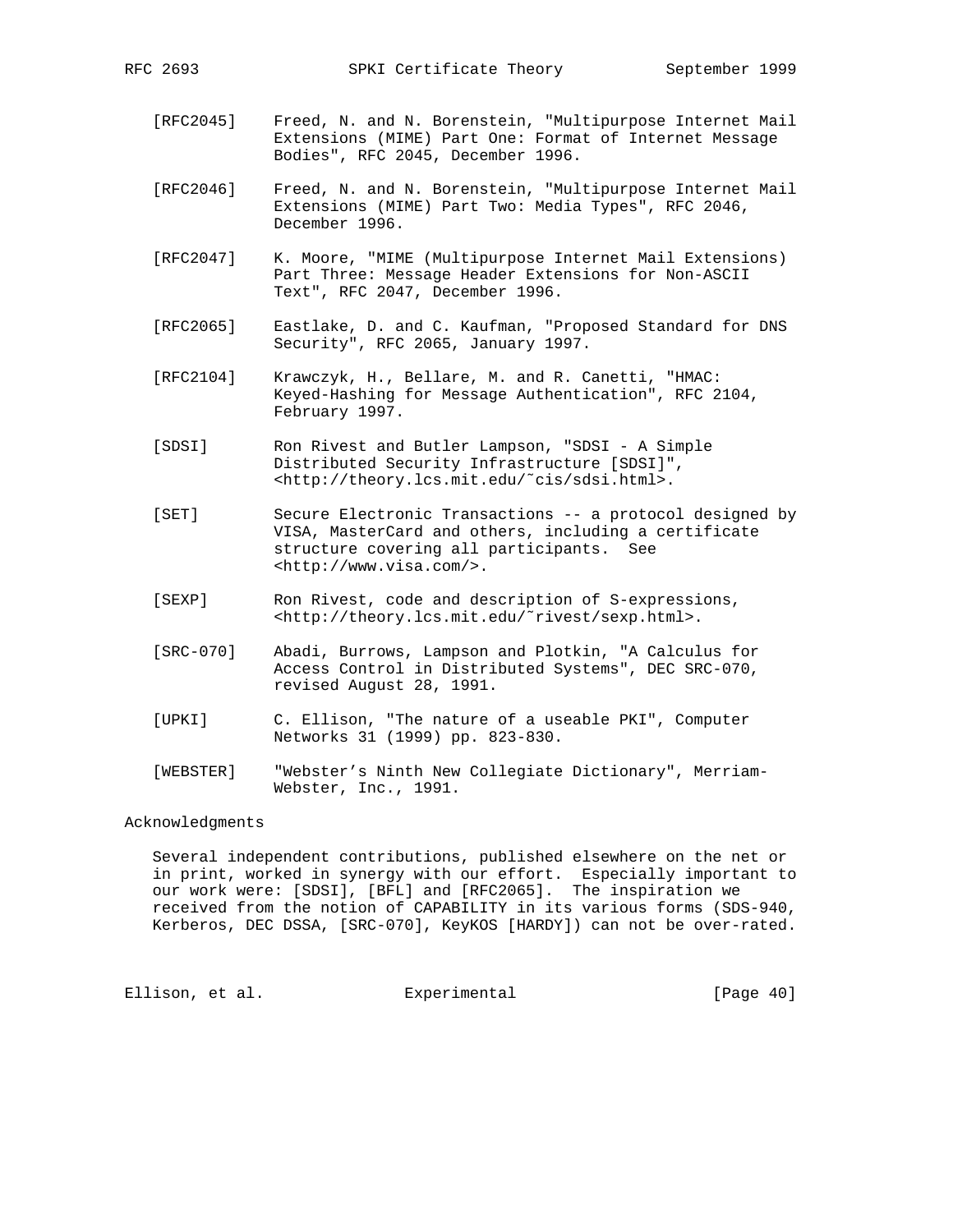[RFC2045] Freed, N. and N. Borenstein, "Multipurpose Internet Mail Extensions (MIME) Part One: Format of Internet Message Bodies", RFC 2045, December 1996.

[RFC2046] Freed, N. and N. Borenstein, "Multipurpose Internet Mail Extensions (MIME) Part Two: Media Types", RFC 2046, December 1996.

[RFC2047] K. Moore, "MIME (Multipurpose Internet Mail Extensions) Part Three: Message Header Extensions for Non-ASCII Text", RFC 2047, December 1996.

[RFC2065] Eastlake, D. and C. Kaufman, "Proposed Standard for DNS Security", RFC 2065, January 1997.

[RFC2104] Krawczyk, H., Bellare, M. and R. Canetti, "HMAC: Keyed-Hashing for Message Authentication", RFC 2104, February 1997.

[SDSI] Ron Rivest and Butler Lampson, "SDSI - A Simple Distributed Security Infrastructure [SDSI]", <http://theory.lcs.mit.edu/~cis/sdsi.html>.

[SET] Secure Electronic Transactions -- a protocol designed by VISA, MasterCard and others, including a certificate structure covering all participants. See <http://www.visa.com/>.

[SEXP] Ron Rivest, code and description of S-expressions, <http://theory.lcs.mit.edu/~rivest/sexp.html>.

[SRC-070] Abadi, Burrows, Lampson and Plotkin, "A Calculus for Access Control in Distributed Systems", DEC SRC-070, revised August 28, 1991.

[UPKI] C. Ellison, "The nature of a useable PKI", Computer Networks 31 (1999) pp. 823-830.

[WEBSTER] "Webster's Ninth New Collegiate Dictionary", Merriam-Webster, Inc., 1991.

Acknowledgments

Several independent contributions, published elsewhere on the net or in print, worked in synergy with our effort. Especially important to our work were: [SDSI], [BFL] and [RFC2065]. The inspiration we received from the notion of CAPABILITY in its various forms (SDS-940, Kerberos, DEC DSSA, [SRC-070], KeyKOS [HARDY]) can not be over-rated.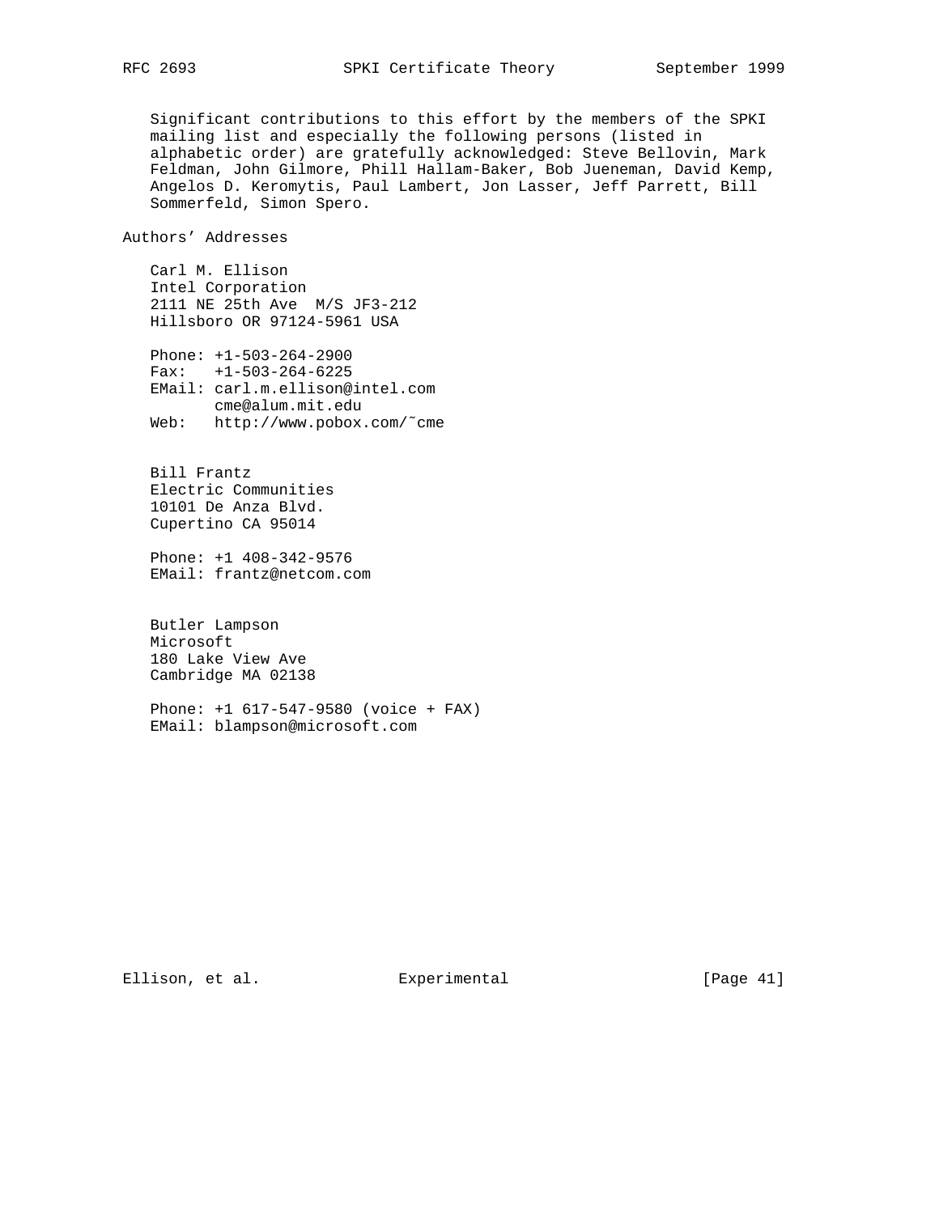Significant contributions to this effort by the members of the SPKI mailing list and especially the following persons (listed in alphabetic order) are gratefully acknowledged: Steve Bellovin, Mark Feldman, John Gilmore, Phill Hallam-Baker, Bob Jueneman, David Kemp, Angelos D. Keromytis, Paul Lambert, Jon Lasser, Jeff Parrett, Bill Sommerfeld, Simon Spero.

## Authors' Addresses

Carl M. Ellison
Intel Corporation
2111 NE 25th Ave  M/S JF3-212
Hillsboro OR 97124-5961 USA

Phone: +1-503-264-2900
Fax:   +1-503-264-6225
EMail: carl.m.ellison@intel.com
       cme@alum.mit.edu
Web:   http://www.pobox.com/~cme

Bill Frantz
Electric Communities
10101 De Anza Blvd.
Cupertino CA 95014

Phone: +1 408-342-9576
EMail: frantz@netcom.com

Butler Lampson
Microsoft
180 Lake View Ave
Cambridge MA 02138

Phone: +1 617-547-9580 (voice + FAX)
EMail: blampson@microsoft.com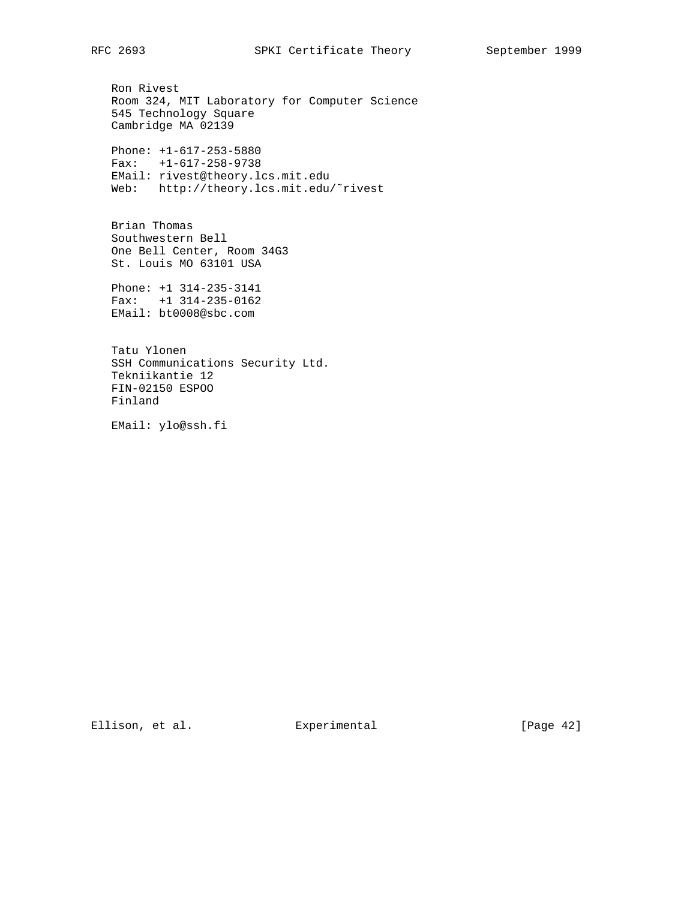Ron Rivest
Room 324, MIT Laboratory for Computer Science
545 Technology Square
Cambridge MA 02139

Phone: +1-617-253-5880
Fax:   +1-617-258-9738
EMail: rivest@theory.lcs.mit.edu
Web:   http://theory.lcs.mit.edu/~rivest

Brian Thomas
Southwestern Bell
One Bell Center, Room 34G3
St. Louis MO 63101 USA

Phone: +1 314-235-3141
Fax:   +1 314-235-0162
EMail: bt0008@sbc.com

Tatu Ylonen
SSH Communications Security Ltd.
Tekniikantie 12
FIN-02150 ESPOO
Finland

EMail: ylo@ssh.fi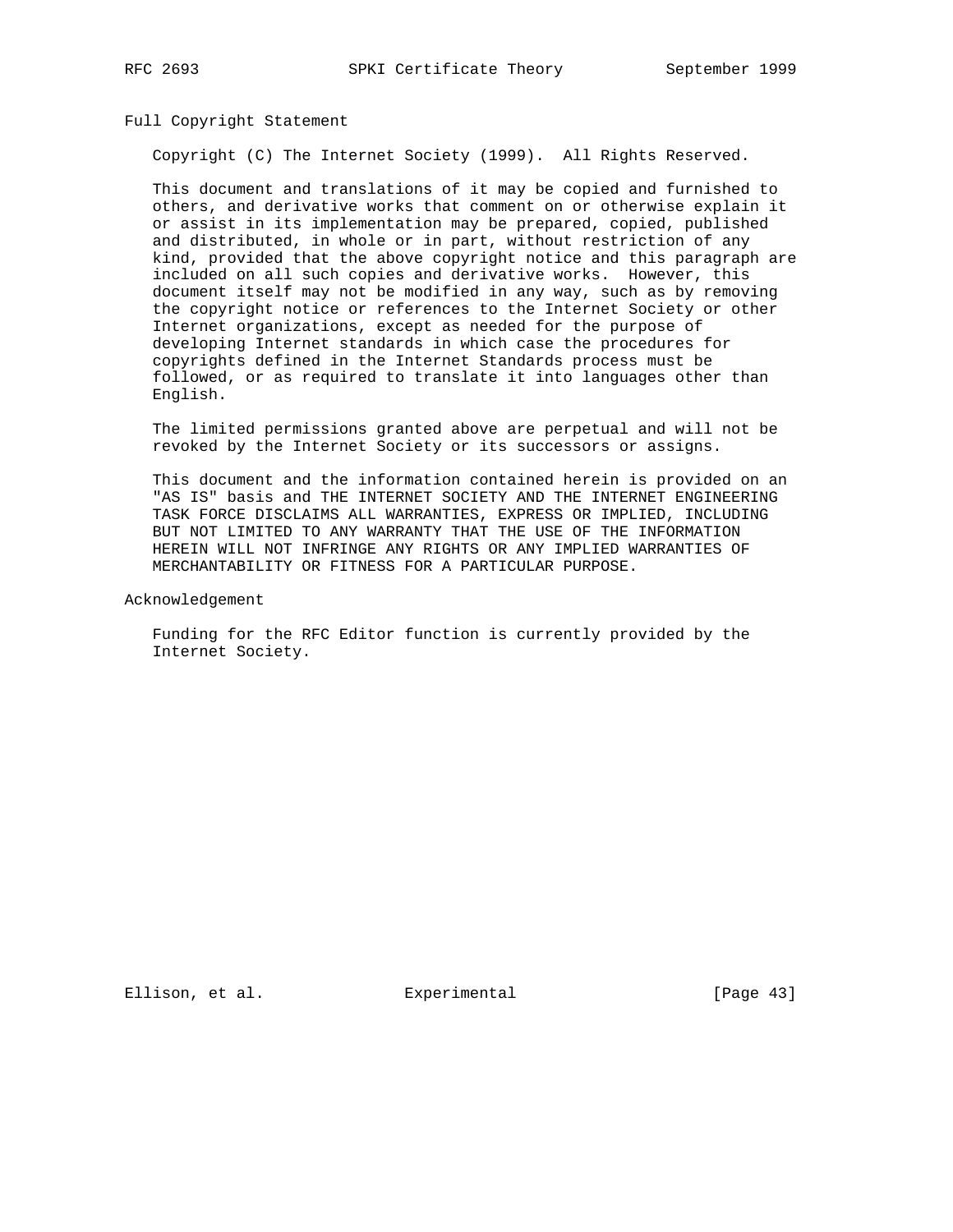## Full Copyright Statement

Copyright (C) The Internet Society (1999). All Rights Reserved.

This document and translations of it may be copied and furnished to others, and derivative works that comment on or otherwise explain it or assist in its implementation may be prepared, copied, published and distributed, in whole or in part, without restriction of any kind, provided that the above copyright notice and this paragraph are included on all such copies and derivative works. However, this document itself may not be modified in any way, such as by removing the copyright notice or references to the Internet Society or other Internet organizations, except as needed for the purpose of developing Internet standards in which case the procedures for copyrights defined in the Internet Standards process must be followed, or as required to translate it into languages other than English.

The limited permissions granted above are perpetual and will not be revoked by the Internet Society or its successors or assigns.

This document and the information contained herein is provided on an "AS IS" basis and THE INTERNET SOCIETY AND THE INTERNET ENGINEERING TASK FORCE DISCLAIMS ALL WARRANTIES, EXPRESS OR IMPLIED, INCLUDING BUT NOT LIMITED TO ANY WARRANTY THAT THE USE OF THE INFORMATION HEREIN WILL NOT INFRINGE ANY RIGHTS OR ANY IMPLIED WARRANTIES OF MERCHANTABILITY OR FITNESS FOR A PARTICULAR PURPOSE.

## Acknowledgement

Funding for the RFC Editor function is currently provided by the Internet Society.